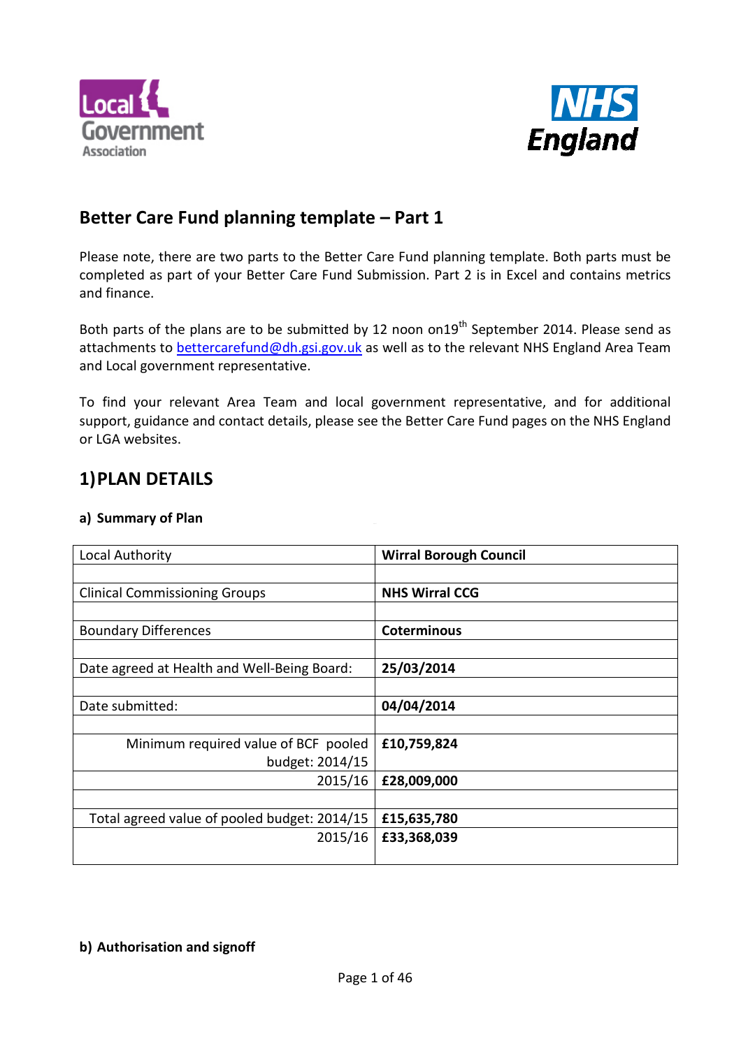## Better Care Fund planning template – Part 1

Please note, there are two parts to the Better Care Fund planning template. Both parts must be completed as part of your Better Care Fund Submission. Part 2 is in Excel and contains metrics and finance.

Both parts of the plans are to be submitted by 12 noon on19th September 2014. Please send as attachments to bettercarefund@dh.gsi.gov.uk as well as to the relevant NHS England Area Team and Local government representative.

To find your relevant Area Team and local government representative, and for additional support, guidance and contact details, please see the Better Care Fund pages on the NHS England or LGA websites.

## 1) PLAN DETAILS

### a) Summary of Plan

| | |
|---|---|
| Local Authority | **Wirral Borough Council** |
| | |
| Clinical Commissioning Groups | **NHS Wirral CCG** |
| | |
| Boundary Differences | **Coterminous** |
| | |
| Date agreed at Health and Well-Being Board: | **25/03/2014** |
| | |
| Date submitted: | **04/04/2014** |
| | |
| Minimum required value of BCF pooled budget: 2014/15 | **£10,759,824** |
| 2015/16 | **£28,009,000** |
| | |
| Total agreed value of pooled budget: 2014/15 | **£15,635,780** |
| 2015/16 | **£33,368,039** |

### b) Authorisation and signoff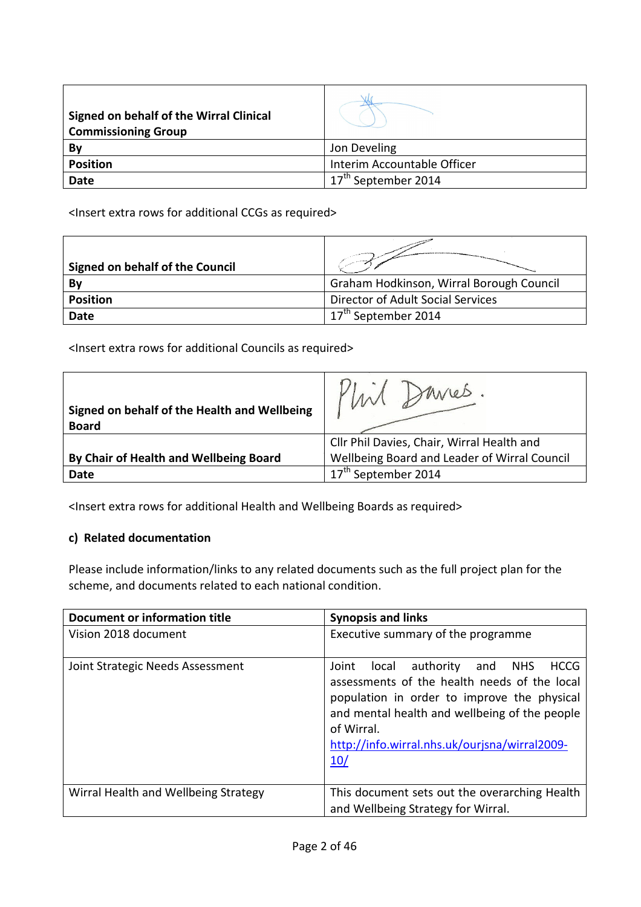| Signed on behalf of the Wirral Clinical Commissioning Group | |
|---|---|
| **By** | Jon Develing |
| **Position** | Interim Accountable Officer |
| **Date** | 17th September 2014 |

<Insert extra rows for additional CCGs as required>

| Signed on behalf of the Council | |
|---|---|
| **By** | Graham Hodkinson, Wirral Borough Council |
| **Position** | Director of Adult Social Services |
| **Date** | 17th September 2014 |

<Insert extra rows for additional Councils as required>

| Signed on behalf of the Health and Wellbeing Board | |
|---|---|
| **By Chair of Health and Wellbeing Board** | Cllr Phil Davies, Chair, Wirral Health and Wellbeing Board and Leader of Wirral Council |
| **Date** | 17th September 2014 |

<Insert extra rows for additional Health and Wellbeing Boards as required>

### c) Related documentation

Please include information/links to any related documents such as the full project plan for the scheme, and documents related to each national condition.

| Document or information title | Synopsis and links |
|---|---|
| Vision 2018 document | Executive summary of the programme |
| Joint Strategic Needs Assessment | Joint local authority and NHS HCCG assessments of the health needs of the local population in order to improve the physical and mental health and wellbeing of the people of Wirral. http://info.wirral.nhs.uk/ourjsna/wirral2009-10/ |
| Wirral Health and Wellbeing Strategy | This document sets out the overarching Health and Wellbeing Strategy for Wirral. |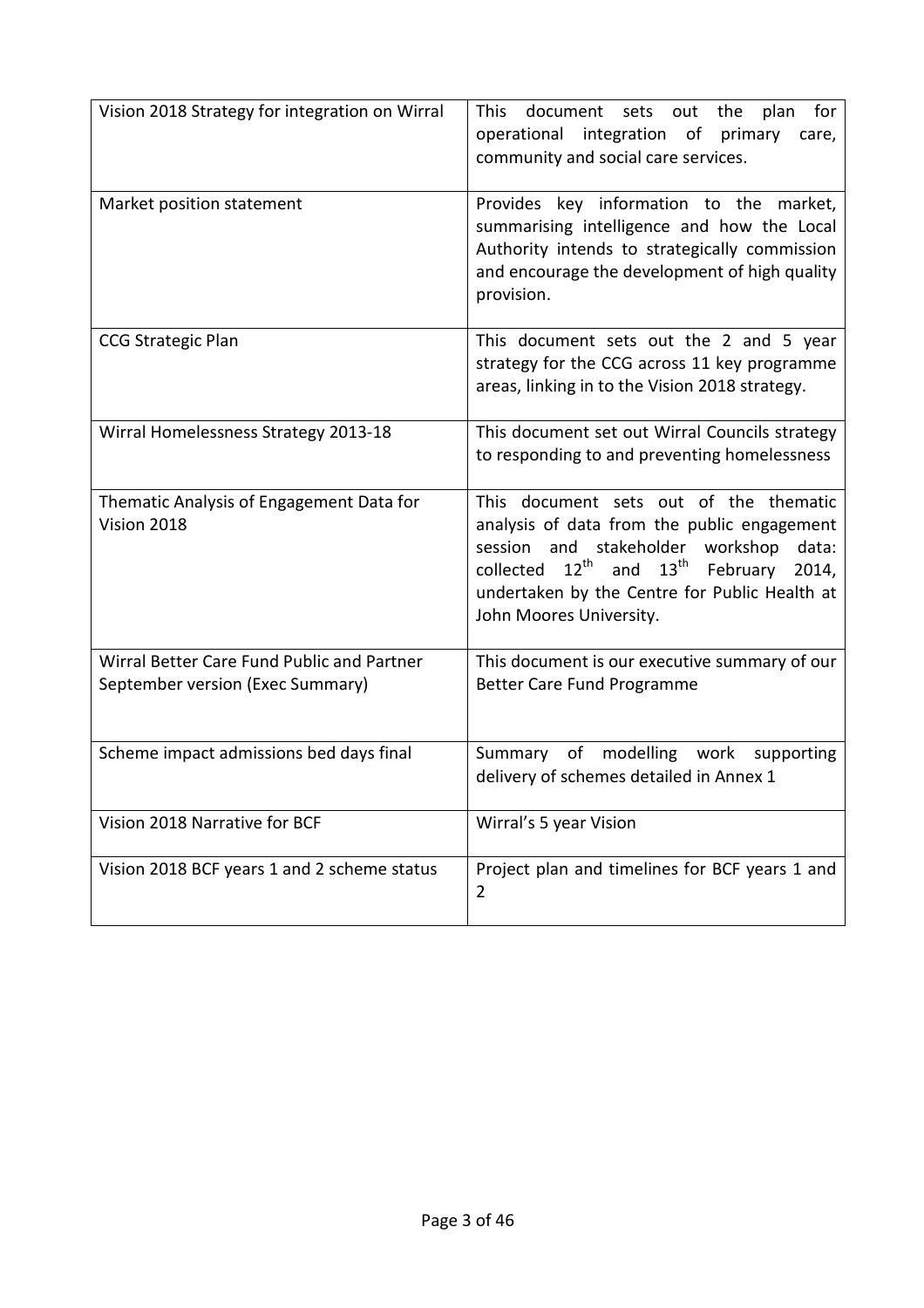| | |
|---|---|
| Vision 2018 Strategy for integration on Wirral | This document sets out the plan for operational integration of primary care, community and social care services. |
| Market position statement | Provides key information to the market, summarising intelligence and how the Local Authority intends to strategically commission and encourage the development of high quality provision. |
| CCG Strategic Plan | This document sets out the 2 and 5 year strategy for the CCG across 11 key programme areas, linking in to the Vision 2018 strategy. |
| Wirral Homelessness Strategy 2013-18 | This document set out Wirral Councils strategy to responding to and preventing homelessness |
| Thematic Analysis of Engagement Data for Vision 2018 | This document sets out of the thematic analysis of data from the public engagement session and stakeholder workshop data: collected 12th and 13th February 2014, undertaken by the Centre for Public Health at John Moores University. |
| Wirral Better Care Fund Public and Partner September version (Exec Summary) | This document is our executive summary of our Better Care Fund Programme |
| Scheme impact admissions bed days final | Summary of modelling work supporting delivery of schemes detailed in Annex 1 |
| Vision 2018 Narrative for BCF | Wirral's 5 year Vision |
| Vision 2018 BCF years 1 and 2 scheme status | Project plan and timelines for BCF years 1 and 2 |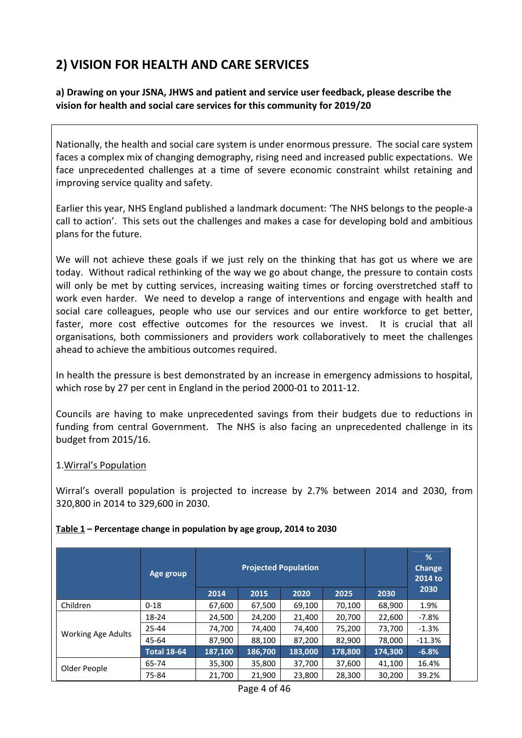## 2) VISION FOR HEALTH AND CARE SERVICES

**a) Drawing on your JSNA, JHWS and patient and service user feedback, please describe the vision for health and social care services for this community for 2019/20**

Nationally, the health and social care system is under enormous pressure. The social care system faces a complex mix of changing demography, rising need and increased public expectations. We face unprecedented challenges at a time of severe economic constraint whilst retaining and improving service quality and safety.

Earlier this year, NHS England published a landmark document: 'The NHS belongs to the people-a call to action'. This sets out the challenges and makes a case for developing bold and ambitious plans for the future.

We will not achieve these goals if we just rely on the thinking that has got us where we are today. Without radical rethinking of the way we go about change, the pressure to contain costs will only be met by cutting services, increasing waiting times or forcing overstretched staff to work even harder. We need to develop a range of interventions and engage with health and social care colleagues, people who use our services and our entire workforce to get better, faster, more cost effective outcomes for the resources we invest. It is crucial that all organisations, both commissioners and providers work collaboratively to meet the challenges ahead to achieve the ambitious outcomes required.

In health the pressure is best demonstrated by an increase in emergency admissions to hospital, which rose by 27 per cent in England in the period 2000-01 to 2011-12.

Councils are having to make unprecedented savings from their budgets due to reductions in funding from central Government. The NHS is also facing an unprecedented challenge in its budget from 2015/16.

1. Wirral's Population

Wirral's overall population is projected to increase by 2.7% between 2014 and 2030, from 320,800 in 2014 to 329,600 in 2030.

**Table 1 – Percentage change in population by age group, 2014 to 2030**

| | Age group | Projected Population | | | | | % Change 2014 to 2030 |
|---|---|---|---|---|---|---|---|
| | | 2014 | 2015 | 2020 | 2025 | 2030 | |
| Children | 0-18 | 67,600 | 67,500 | 69,100 | 70,100 | 68,900 | 1.9% |
| Working Age Adults | 18-24 | 24,500 | 24,200 | 21,400 | 20,700 | 22,600 | -7.8% |
| | 25-44 | 74,700 | 74,400 | 74,400 | 75,200 | 73,700 | -1.3% |
| | 45-64 | 87,900 | 88,100 | 87,200 | 82,900 | 78,000 | -11.3% |
| | **Total 18-64** | **187,100** | **186,700** | **183,000** | **178,800** | **174,300** | **-6.8%** |
| Older People | 65-74 | 35,300 | 35,800 | 37,700 | 37,600 | 41,100 | 16.4% |
| | 75-84 | 21,700 | 21,900 | 23,800 | 28,300 | 30,200 | 39.2% |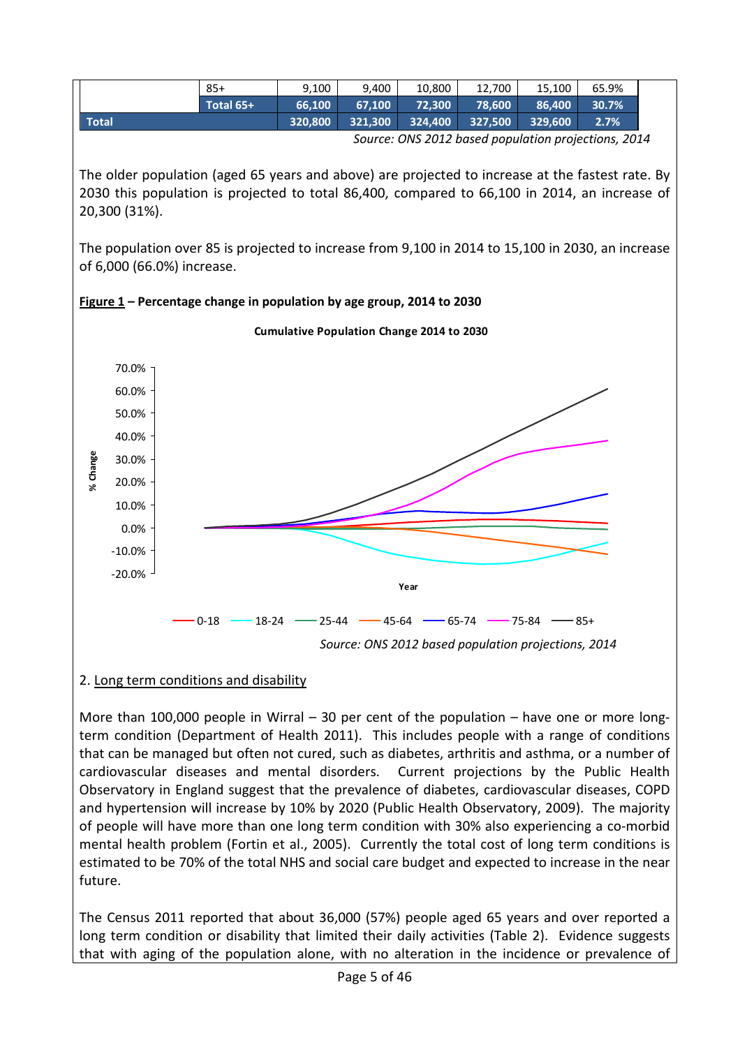| | | | | | | | |
|---|---|---|---|---|---|---|---|
| | 85+ | 9,100 | 9,400 | 10,800 | 12,700 | 15,100 | 65.9% |
| | **Total 65+** | **66,100** | **67,100** | **72,300** | **78,600** | **86,400** | **30.7%** |
| **Total** | | **320,800** | **321,300** | **324,400** | **327,500** | **329,600** | **2.7%** |

*Source: ONS 2012 based population projections, 2014*

The older population (aged 65 years and above) are projected to increase at the fastest rate. By 2030 this population is projected to total 86,400, compared to 66,100 in 2014, an increase of 20,300 (31%).

The population over 85 is projected to increase from 9,100 in 2014 to 15,100 in 2030, an increase of 6,000 (66.0%) increase.

**Figure 1 – Percentage change in population by age group, 2014 to 2030**

*Source: ONS 2012 based population projections, 2014*

2. Long term conditions and disability

More than 100,000 people in Wirral – 30 per cent of the population – have one or more long-term condition (Department of Health 2011). This includes people with a range of conditions that can be managed but often not cured, such as diabetes, arthritis and asthma, or a number of cardiovascular diseases and mental disorders. Current projections by the Public Health Observatory in England suggest that the prevalence of diabetes, cardiovascular diseases, COPD and hypertension will increase by 10% by 2020 (Public Health Observatory, 2009). The majority of people will have more than one long term condition with 30% also experiencing a co-morbid mental health problem (Fortin et al., 2005). Currently the total cost of long term conditions is estimated to be 70% of the total NHS and social care budget and expected to increase in the near future.

The Census 2011 reported that about 36,000 (57%) people aged 65 years and over reported a long term condition or disability that limited their daily activities (Table 2). Evidence suggests that with aging of the population alone, with no alteration in the incidence or prevalence of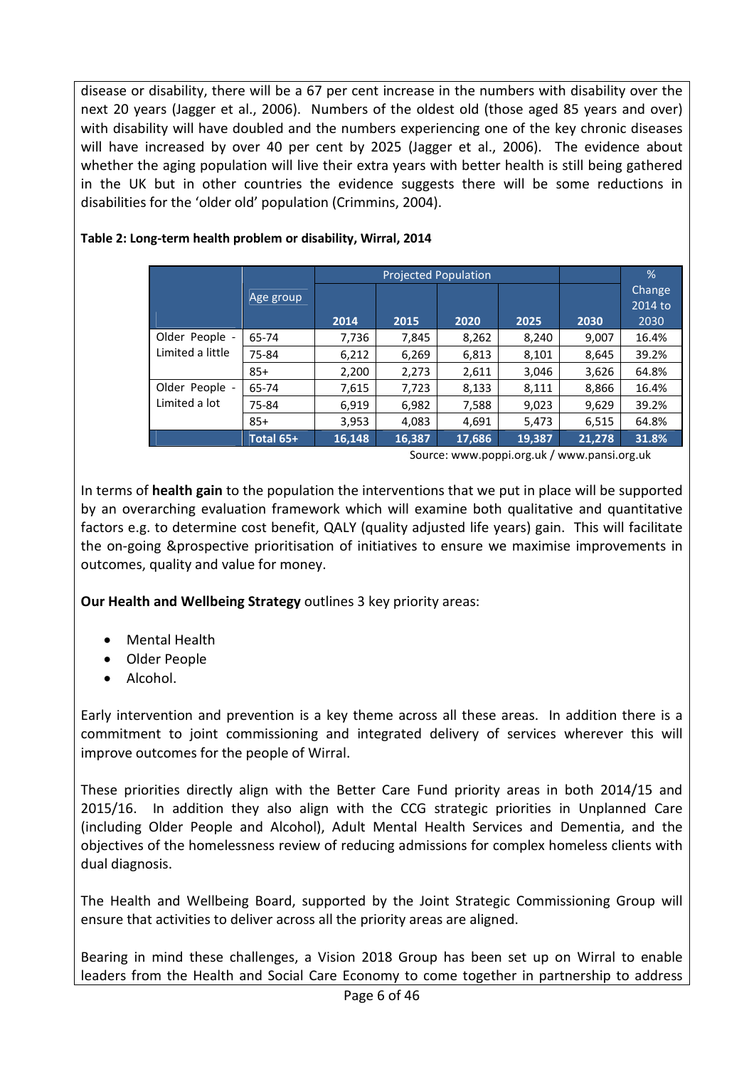disease or disability, there will be a 67 per cent increase in the numbers with disability over the next 20 years (Jagger et al., 2006). Numbers of the oldest old (those aged 85 years and over) with disability will have doubled and the numbers experiencing one of the key chronic diseases will have increased by over 40 per cent by 2025 (Jagger et al., 2006). The evidence about whether the aging population will live their extra years with better health is still being gathered in the UK but in other countries the evidence suggests there will be some reductions in disabilities for the 'older old' population (Crimmins, 2004).

**Table 2: Long-term health problem or disability, Wirral, 2014**

| | Age group | Projected Population | | | | | % Change 2014 to 2030 |
|---|---|---|---|---|---|---|---|
| | | 2014 | 2015 | 2020 | 2025 | 2030 | |
| Older People - Limited a little | 65-74 | 7,736 | 7,845 | 8,262 | 8,240 | 9,007 | 16.4% |
| | 75-84 | 6,212 | 6,269 | 6,813 | 8,101 | 8,645 | 39.2% |
| | 85+ | 2,200 | 2,273 | 2,611 | 3,046 | 3,626 | 64.8% |
| Older People - Limited a lot | 65-74 | 7,615 | 7,723 | 8,133 | 8,111 | 8,866 | 16.4% |
| | 75-84 | 6,919 | 6,982 | 7,588 | 9,023 | 9,629 | 39.2% |
| | 85+ | 3,953 | 4,083 | 4,691 | 5,473 | 6,515 | 64.8% |
| | **Total 65+** | **16,148** | **16,387** | **17,686** | **19,387** | **21,278** | **31.8%** |

Source: www.poppi.org.uk / www.pansi.org.uk

In terms of **health gain** to the population the interventions that we put in place will be supported by an overarching evaluation framework which will examine both qualitative and quantitative factors e.g. to determine cost benefit, QALY (quality adjusted life years) gain. This will facilitate the on-going &prospective prioritisation of initiatives to ensure we maximise improvements in outcomes, quality and value for money.

**Our Health and Wellbeing Strategy** outlines 3 key priority areas:

- Mental Health
- Older People
- Alcohol.

Early intervention and prevention is a key theme across all these areas. In addition there is a commitment to joint commissioning and integrated delivery of services wherever this will improve outcomes for the people of Wirral.

These priorities directly align with the Better Care Fund priority areas in both 2014/15 and 2015/16. In addition they also align with the CCG strategic priorities in Unplanned Care (including Older People and Alcohol), Adult Mental Health Services and Dementia, and the objectives of the homelessness review of reducing admissions for complex homeless clients with dual diagnosis.

The Health and Wellbeing Board, supported by the Joint Strategic Commissioning Group will ensure that activities to deliver across all the priority areas are aligned.

Bearing in mind these challenges, a Vision 2018 Group has been set up on Wirral to enable leaders from the Health and Social Care Economy to come together in partnership to address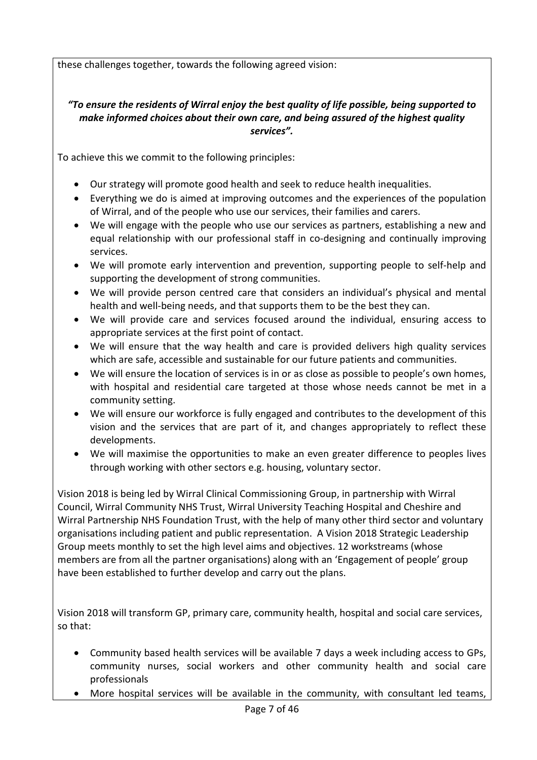these challenges together, towards the following agreed vision:

***"To ensure the residents of Wirral enjoy the best quality of life possible, being supported to make informed choices about their own care, and being assured of the highest quality services".***

To achieve this we commit to the following principles:

- Our strategy will promote good health and seek to reduce health inequalities.
- Everything we do is aimed at improving outcomes and the experiences of the population of Wirral, and of the people who use our services, their families and carers.
- We will engage with the people who use our services as partners, establishing a new and equal relationship with our professional staff in co-designing and continually improving services.
- We will promote early intervention and prevention, supporting people to self-help and supporting the development of strong communities.
- We will provide person centred care that considers an individual's physical and mental health and well-being needs, and that supports them to be the best they can.
- We will provide care and services focused around the individual, ensuring access to appropriate services at the first point of contact.
- We will ensure that the way health and care is provided delivers high quality services which are safe, accessible and sustainable for our future patients and communities.
- We will ensure the location of services is in or as close as possible to people's own homes, with hospital and residential care targeted at those whose needs cannot be met in a community setting.
- We will ensure our workforce is fully engaged and contributes to the development of this vision and the services that are part of it, and changes appropriately to reflect these developments.
- We will maximise the opportunities to make an even greater difference to peoples lives through working with other sectors e.g. housing, voluntary sector.

Vision 2018 is being led by Wirral Clinical Commissioning Group, in partnership with Wirral Council, Wirral Community NHS Trust, Wirral University Teaching Hospital and Cheshire and Wirral Partnership NHS Foundation Trust, with the help of many other third sector and voluntary organisations including patient and public representation. A Vision 2018 Strategic Leadership Group meets monthly to set the high level aims and objectives. 12 workstreams (whose members are from all the partner organisations) along with an 'Engagement of people' group have been established to further develop and carry out the plans.

Vision 2018 will transform GP, primary care, community health, hospital and social care services, so that:

- Community based health services will be available 7 days a week including access to GPs, community nurses, social workers and other community health and social care professionals
- More hospital services will be available in the community, with consultant led teams,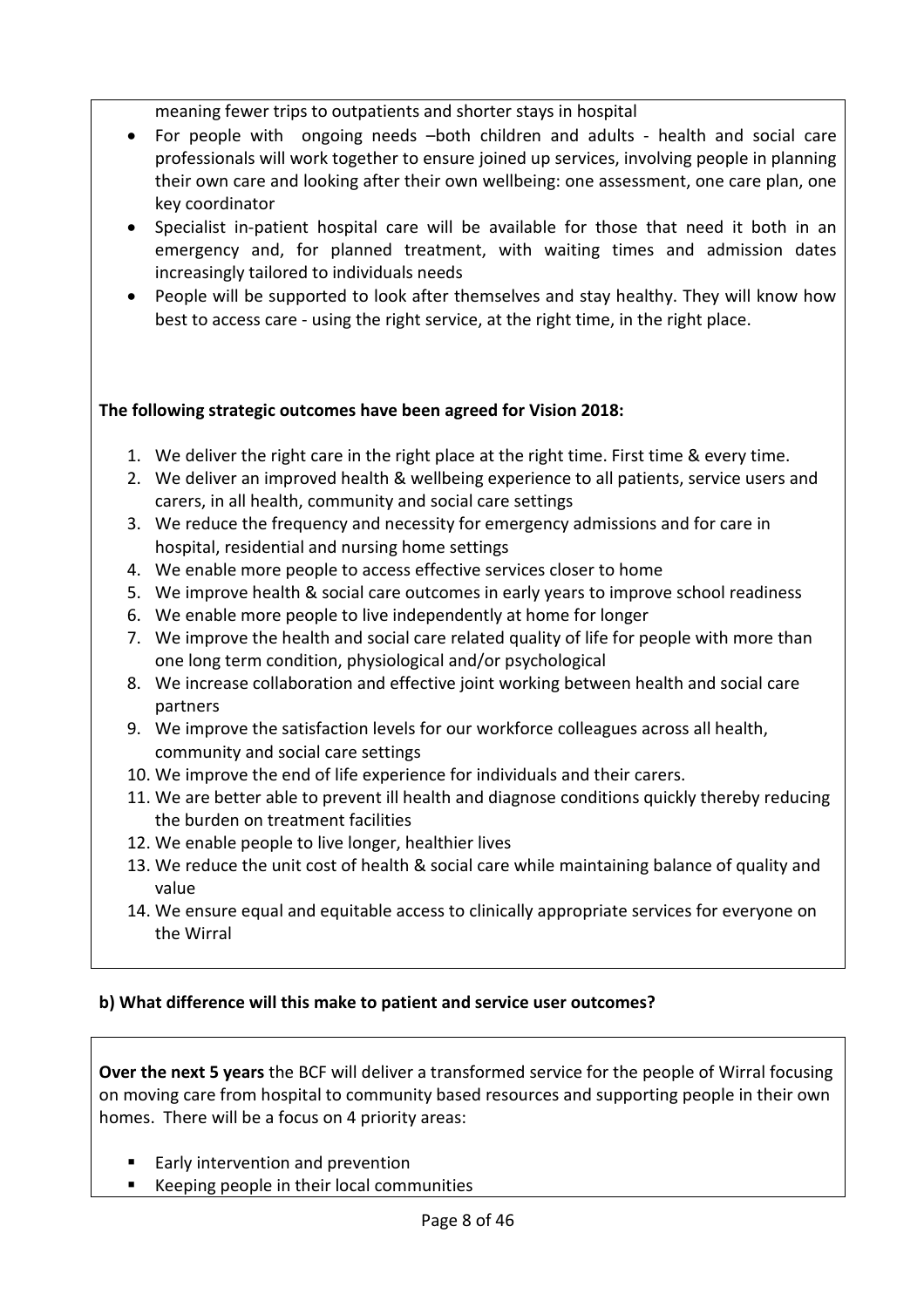meaning fewer trips to outpatients and shorter stays in hospital

- For people with ongoing needs –both children and adults - health and social care professionals will work together to ensure joined up services, involving people in planning their own care and looking after their own wellbeing: one assessment, one care plan, one key coordinator
- Specialist in-patient hospital care will be available for those that need it both in an emergency and, for planned treatment, with waiting times and admission dates increasingly tailored to individuals needs
- People will be supported to look after themselves and stay healthy. They will know how best to access care - using the right service, at the right time, in the right place.

**The following strategic outcomes have been agreed for Vision 2018:**

1. We deliver the right care in the right place at the right time. First time & every time.
2. We deliver an improved health & wellbeing experience to all patients, service users and carers, in all health, community and social care settings
3. We reduce the frequency and necessity for emergency admissions and for care in hospital, residential and nursing home settings
4. We enable more people to access effective services closer to home
5. We improve health & social care outcomes in early years to improve school readiness
6. We enable more people to live independently at home for longer
7. We improve the health and social care related quality of life for people with more than one long term condition, physiological and/or psychological
8. We increase collaboration and effective joint working between health and social care partners
9. We improve the satisfaction levels for our workforce colleagues across all health, community and social care settings
10. We improve the end of life experience for individuals and their carers.
11. We are better able to prevent ill health and diagnose conditions quickly thereby reducing the burden on treatment facilities
12. We enable people to live longer, healthier lives
13. We reduce the unit cost of health & social care while maintaining balance of quality and value
14. We ensure equal and equitable access to clinically appropriate services for everyone on the Wirral

**b) What difference will this make to patient and service user outcomes?**

**Over the next 5 years** the BCF will deliver a transformed service for the people of Wirral focusing on moving care from hospital to community based resources and supporting people in their own homes. There will be a focus on 4 priority areas:

- Early intervention and prevention
- Keeping people in their local communities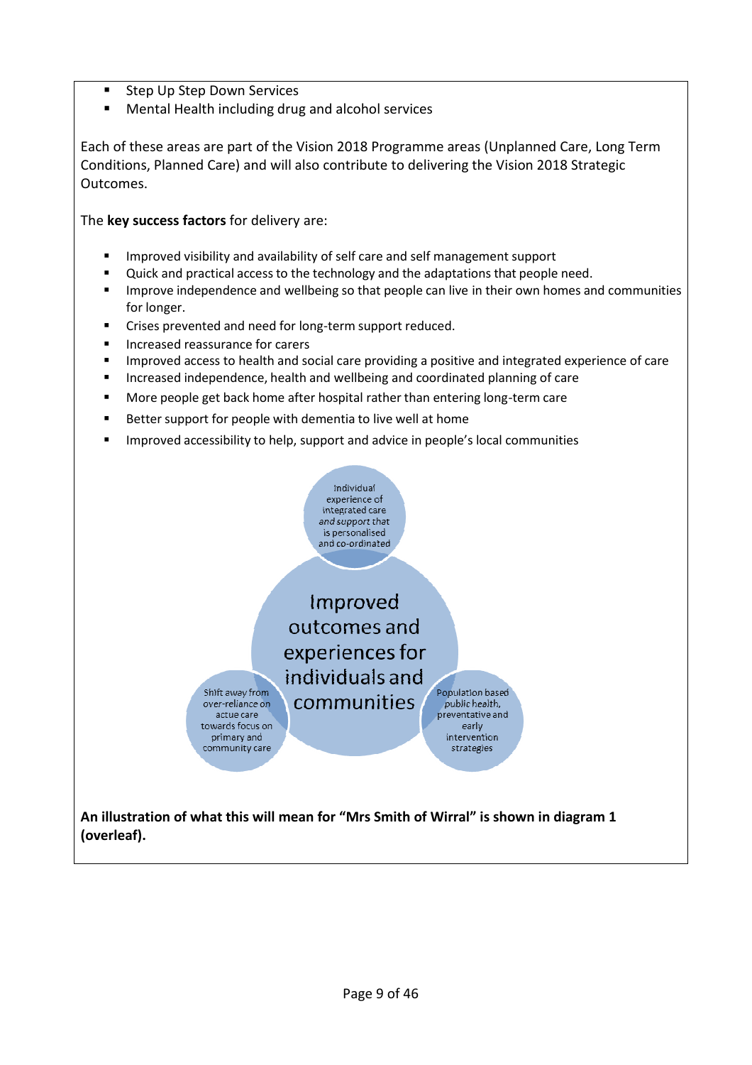- Step Up Step Down Services
- Mental Health including drug and alcohol services

Each of these areas are part of the Vision 2018 Programme areas (Unplanned Care, Long Term Conditions, Planned Care) and will also contribute to delivering the Vision 2018 Strategic Outcomes.

The **key success factors** for delivery are:

- Improved visibility and availability of self care and self management support
- Quick and practical access to the technology and the adaptations that people need.
- Improve independence and wellbeing so that people can live in their own homes and communities for longer.
- Crises prevented and need for long-term support reduced.
- Increased reassurance for carers
- Improved access to health and social care providing a positive and integrated experience of care
- Increased independence, health and wellbeing and coordinated planning of care
- More people get back home after hospital rather than entering long-term care
- Better support for people with dementia to live well at home
- Improved accessibility to help, support and advice in people's local communities

Individual experience of integrated care and support that is personalised and co-ordinated

Improved outcomes and experiences for individuals and communities

Shift away from over-reliance on actue care towards focus on primary and community care

Population based public health, preventative and early intervention strategies

**An illustration of what this will mean for "Mrs Smith of Wirral" is shown in diagram 1 (overleaf).**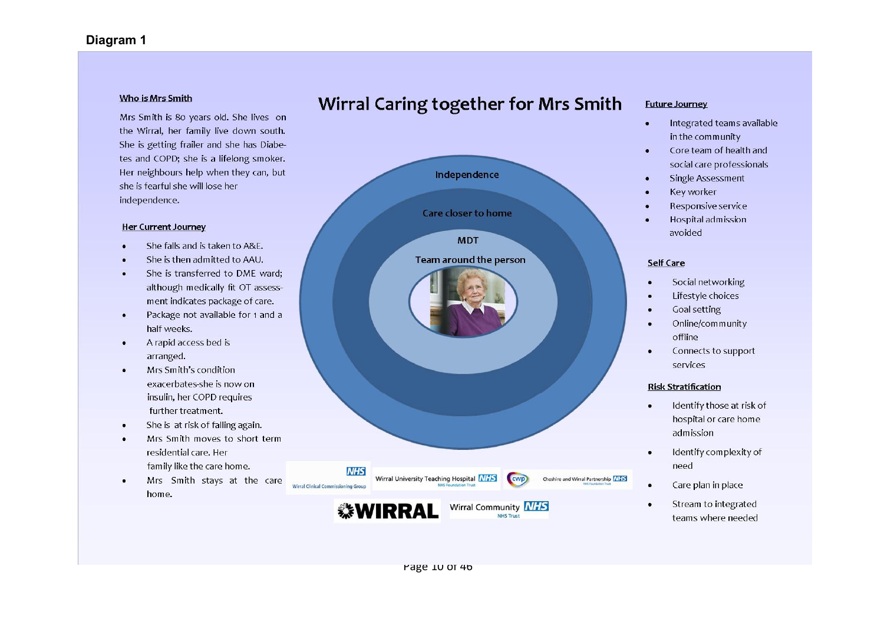## Diagram 1

# Wirral Caring together for Mrs Smith

### Who is Mrs Smith

Mrs Smith is 80 years old. She lives on the Wirral, her family live down south. She is getting frailer and she has Diabetes and COPD; she is a lifelong smoker. Her neighbours help when they can, but she is fearful she will lose her independence.

### Her Current Journey

- She falls and is taken to A&E.
- She is then admitted to AAU.
- She is transferred to DME ward; although medically fit OT assessment indicates package of care.
- Package not available for 1 and a half weeks.
- A rapid access bed is arranged.
- Mrs Smith's condition exacerbates-she is now on insulin, her COPD requires further treatment.
- She is at risk of falling again.
- Mrs Smith moves to short term residential care. Her family like the care home.
- Mrs Smith stays at the care home.

Independence

Care closer to home

MDT

Team around the person

Wirral Clinical Commissioning Group NHS | Wirral University Teaching Hospital NHS Foundation Trust | Cheshire and Wirral Partnership NHS Foundation Trust | WIRRAL | Wirral Community NHS Trust

### Future Journey

- Integrated teams available in the community
- Core team of health and social care professionals
- Single Assessment
- Key worker
- Responsive service
- Hospital admission avoided

### Self Care

- Social networking
- Lifestyle choices
- Goal setting
- Online/community offline
- Connects to support services

### Risk Stratification

- Identify those at risk of hospital or care home admission
- Identify complexity of need
- Care plan in place
- Stream to integrated teams where needed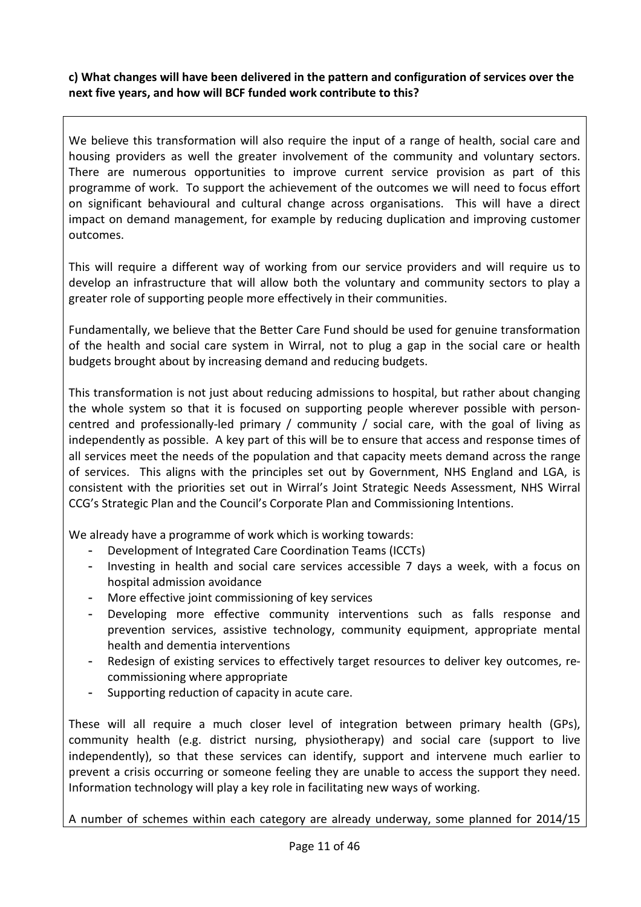**c) What changes will have been delivered in the pattern and configuration of services over the next five years, and how will BCF funded work contribute to this?**

We believe this transformation will also require the input of a range of health, social care and housing providers as well the greater involvement of the community and voluntary sectors. There are numerous opportunities to improve current service provision as part of this programme of work. To support the achievement of the outcomes we will need to focus effort on significant behavioural and cultural change across organisations. This will have a direct impact on demand management, for example by reducing duplication and improving customer outcomes.

This will require a different way of working from our service providers and will require us to develop an infrastructure that will allow both the voluntary and community sectors to play a greater role of supporting people more effectively in their communities.

Fundamentally, we believe that the Better Care Fund should be used for genuine transformation of the health and social care system in Wirral, not to plug a gap in the social care or health budgets brought about by increasing demand and reducing budgets.

This transformation is not just about reducing admissions to hospital, but rather about changing the whole system so that it is focused on supporting people wherever possible with person-centred and professionally-led primary / community / social care, with the goal of living as independently as possible. A key part of this will be to ensure that access and response times of all services meet the needs of the population and that capacity meets demand across the range of services. This aligns with the principles set out by Government, NHS England and LGA, is consistent with the priorities set out in Wirral's Joint Strategic Needs Assessment, NHS Wirral CCG's Strategic Plan and the Council's Corporate Plan and Commissioning Intentions.

We already have a programme of work which is working towards:

- Development of Integrated Care Coordination Teams (ICCTs)
- Investing in health and social care services accessible 7 days a week, with a focus on hospital admission avoidance
- More effective joint commissioning of key services
- Developing more effective community interventions such as falls response and prevention services, assistive technology, community equipment, appropriate mental health and dementia interventions
- Redesign of existing services to effectively target resources to deliver key outcomes, re-commissioning where appropriate
- Supporting reduction of capacity in acute care.

These will all require a much closer level of integration between primary health (GPs), community health (e.g. district nursing, physiotherapy) and social care (support to live independently), so that these services can identify, support and intervene much earlier to prevent a crisis occurring or someone feeling they are unable to access the support they need. Information technology will play a key role in facilitating new ways of working.

A number of schemes within each category are already underway, some planned for 2014/15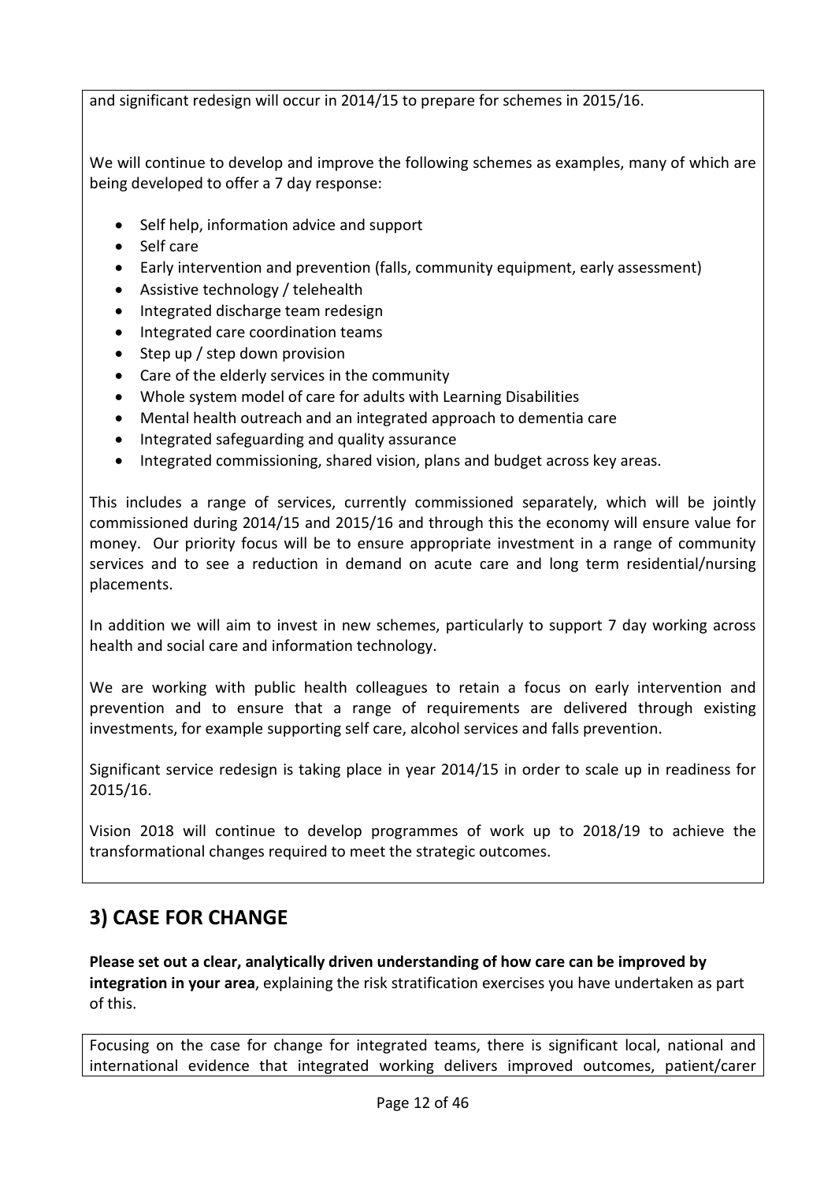and significant redesign will occur in 2014/15 to prepare for schemes in 2015/16.

We will continue to develop and improve the following schemes as examples, many of which are being developed to offer a 7 day response:

- Self help, information advice and support
- Self care
- Early intervention and prevention (falls, community equipment, early assessment)
- Assistive technology / telehealth
- Integrated discharge team redesign
- Integrated care coordination teams
- Step up / step down provision
- Care of the elderly services in the community
- Whole system model of care for adults with Learning Disabilities
- Mental health outreach and an integrated approach to dementia care
- Integrated safeguarding and quality assurance
- Integrated commissioning, shared vision, plans and budget across key areas.

This includes a range of services, currently commissioned separately, which will be jointly commissioned during 2014/15 and 2015/16 and through this the economy will ensure value for money. Our priority focus will be to ensure appropriate investment in a range of community services and to see a reduction in demand on acute care and long term residential/nursing placements.

In addition we will aim to invest in new schemes, particularly to support 7 day working across health and social care and information technology.

We are working with public health colleagues to retain a focus on early intervention and prevention and to ensure that a range of requirements are delivered through existing investments, for example supporting self care, alcohol services and falls prevention.

Significant service redesign is taking place in year 2014/15 in order to scale up in readiness for 2015/16.

Vision 2018 will continue to develop programmes of work up to 2018/19 to achieve the transformational changes required to meet the strategic outcomes.

## 3) CASE FOR CHANGE

**Please set out a clear, analytically driven understanding of how care can be improved by integration in your area**, explaining the risk stratification exercises you have undertaken as part of this.

Focusing on the case for change for integrated teams, there is significant local, national and international evidence that integrated working delivers improved outcomes, patient/carer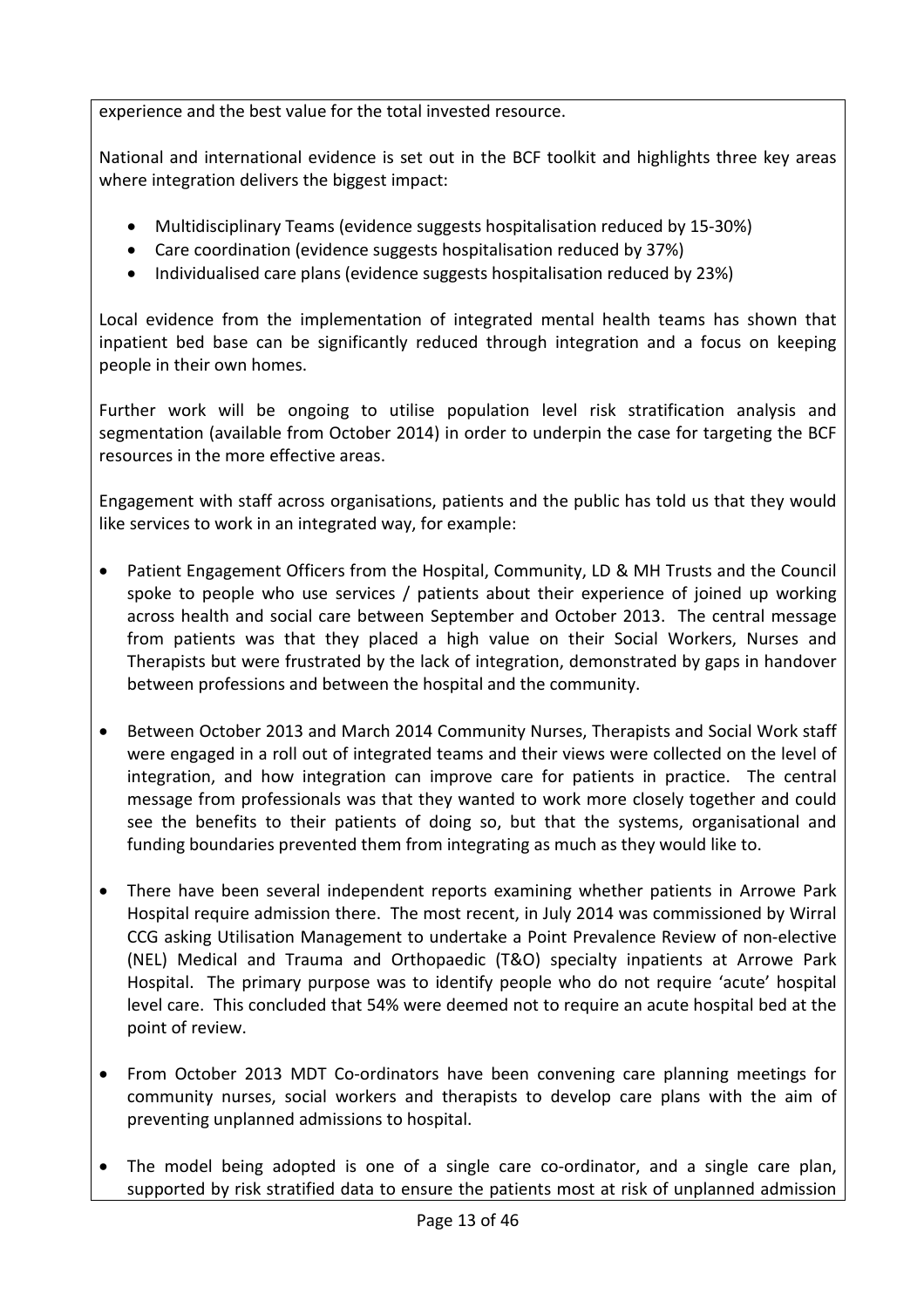experience and the best value for the total invested resource.

National and international evidence is set out in the BCF toolkit and highlights three key areas where integration delivers the biggest impact:

- Multidisciplinary Teams (evidence suggests hospitalisation reduced by 15-30%)
- Care coordination (evidence suggests hospitalisation reduced by 37%)
- Individualised care plans (evidence suggests hospitalisation reduced by 23%)

Local evidence from the implementation of integrated mental health teams has shown that inpatient bed base can be significantly reduced through integration and a focus on keeping people in their own homes.

Further work will be ongoing to utilise population level risk stratification analysis and segmentation (available from October 2014) in order to underpin the case for targeting the BCF resources in the more effective areas.

Engagement with staff across organisations, patients and the public has told us that they would like services to work in an integrated way, for example:

- Patient Engagement Officers from the Hospital, Community, LD & MH Trusts and the Council spoke to people who use services / patients about their experience of joined up working across health and social care between September and October 2013. The central message from patients was that they placed a high value on their Social Workers, Nurses and Therapists but were frustrated by the lack of integration, demonstrated by gaps in handover between professions and between the hospital and the community.

- Between October 2013 and March 2014 Community Nurses, Therapists and Social Work staff were engaged in a roll out of integrated teams and their views were collected on the level of integration, and how integration can improve care for patients in practice. The central message from professionals was that they wanted to work more closely together and could see the benefits to their patients of doing so, but that the systems, organisational and funding boundaries prevented them from integrating as much as they would like to.

- There have been several independent reports examining whether patients in Arrowe Park Hospital require admission there. The most recent, in July 2014 was commissioned by Wirral CCG asking Utilisation Management to undertake a Point Prevalence Review of non-elective (NEL) Medical and Trauma and Orthopaedic (T&O) specialty inpatients at Arrowe Park Hospital. The primary purpose was to identify people who do not require 'acute' hospital level care. This concluded that 54% were deemed not to require an acute hospital bed at the point of review.

- From October 2013 MDT Co-ordinators have been convening care planning meetings for community nurses, social workers and therapists to develop care plans with the aim of preventing unplanned admissions to hospital.

- The model being adopted is one of a single care co-ordinator, and a single care plan, supported by risk stratified data to ensure the patients most at risk of unplanned admission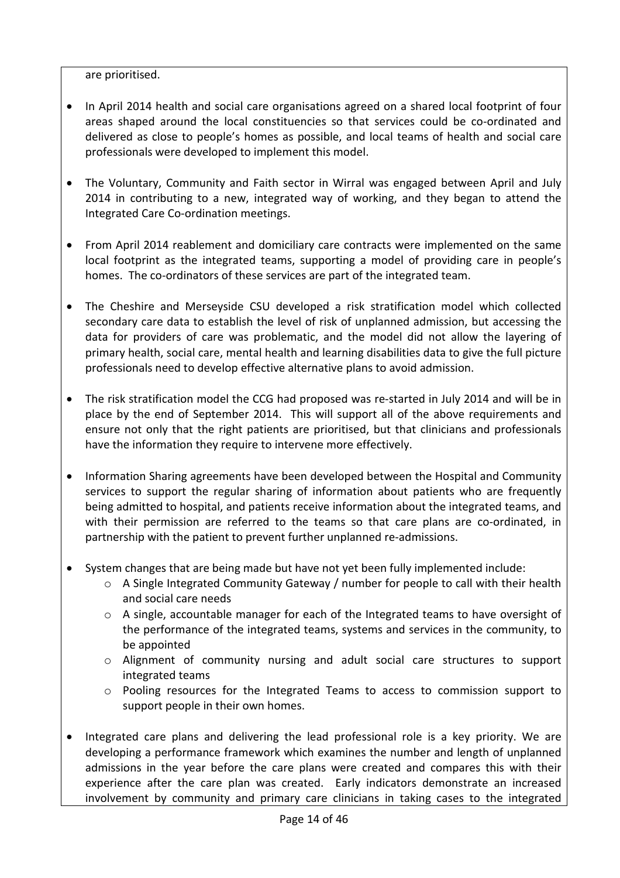are prioritised.

- In April 2014 health and social care organisations agreed on a shared local footprint of four areas shaped around the local constituencies so that services could be co-ordinated and delivered as close to people's homes as possible, and local teams of health and social care professionals were developed to implement this model.

- The Voluntary, Community and Faith sector in Wirral was engaged between April and July 2014 in contributing to a new, integrated way of working, and they began to attend the Integrated Care Co-ordination meetings.

- From April 2014 reablement and domiciliary care contracts were implemented on the same local footprint as the integrated teams, supporting a model of providing care in people's homes. The co-ordinators of these services are part of the integrated team.

- The Cheshire and Merseyside CSU developed a risk stratification model which collected secondary care data to establish the level of risk of unplanned admission, but accessing the data for providers of care was problematic, and the model did not allow the layering of primary health, social care, mental health and learning disabilities data to give the full picture professionals need to develop effective alternative plans to avoid admission.

- The risk stratification model the CCG had proposed was re-started in July 2014 and will be in place by the end of September 2014. This will support all of the above requirements and ensure not only that the right patients are prioritised, but that clinicians and professionals have the information they require to intervene more effectively.

- Information Sharing agreements have been developed between the Hospital and Community services to support the regular sharing of information about patients who are frequently being admitted to hospital, and patients receive information about the integrated teams, and with their permission are referred to the teams so that care plans are co-ordinated, in partnership with the patient to prevent further unplanned re-admissions.

- System changes that are being made but have not yet been fully implemented include:
  - A Single Integrated Community Gateway / number for people to call with their health and social care needs
  - A single, accountable manager for each of the Integrated teams to have oversight of the performance of the integrated teams, systems and services in the community, to be appointed
  - Alignment of community nursing and adult social care structures to support integrated teams
  - Pooling resources for the Integrated Teams to access to commission support to support people in their own homes.

- Integrated care plans and delivering the lead professional role is a key priority. We are developing a performance framework which examines the number and length of unplanned admissions in the year before the care plans were created and compares this with their experience after the care plan was created. Early indicators demonstrate an increased involvement by community and primary care clinicians in taking cases to the integrated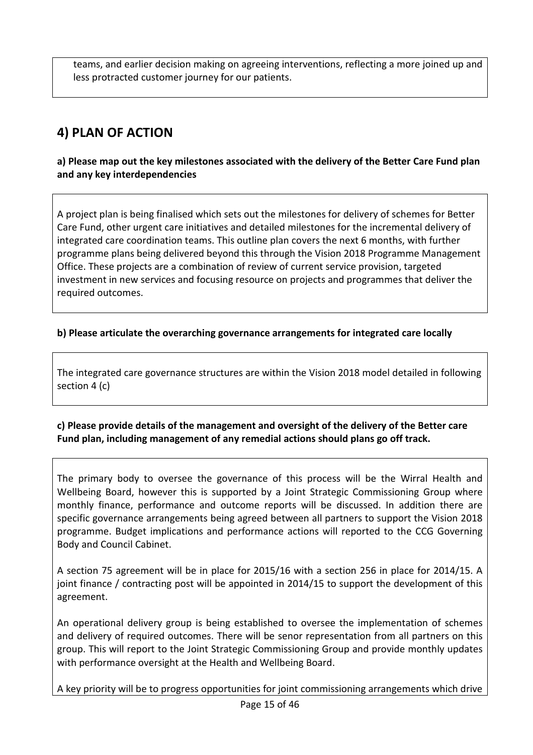teams, and earlier decision making on agreeing interventions, reflecting a more joined up and less protracted customer journey for our patients.

## 4) PLAN OF ACTION

**a) Please map out the key milestones associated with the delivery of the Better Care Fund plan and any key interdependencies**

A project plan is being finalised which sets out the milestones for delivery of schemes for Better Care Fund, other urgent care initiatives and detailed milestones for the incremental delivery of integrated care coordination teams. This outline plan covers the next 6 months, with further programme plans being delivered beyond this through the Vision 2018 Programme Management Office. These projects are a combination of review of current service provision, targeted investment in new services and focusing resource on projects and programmes that deliver the required outcomes.

**b) Please articulate the overarching governance arrangements for integrated care locally**

The integrated care governance structures are within the Vision 2018 model detailed in following section 4 (c)

**c) Please provide details of the management and oversight of the delivery of the Better care Fund plan, including management of any remedial actions should plans go off track.**

The primary body to oversee the governance of this process will be the Wirral Health and Wellbeing Board, however this is supported by a Joint Strategic Commissioning Group where monthly finance, performance and outcome reports will be discussed. In addition there are specific governance arrangements being agreed between all partners to support the Vision 2018 programme. Budget implications and performance actions will reported to the CCG Governing Body and Council Cabinet.

A section 75 agreement will be in place for 2015/16 with a section 256 in place for 2014/15. A joint finance / contracting post will be appointed in 2014/15 to support the development of this agreement.

An operational delivery group is being established to oversee the implementation of schemes and delivery of required outcomes. There will be senor representation from all partners on this group. This will report to the Joint Strategic Commissioning Group and provide monthly updates with performance oversight at the Health and Wellbeing Board.

A key priority will be to progress opportunities for joint commissioning arrangements which drive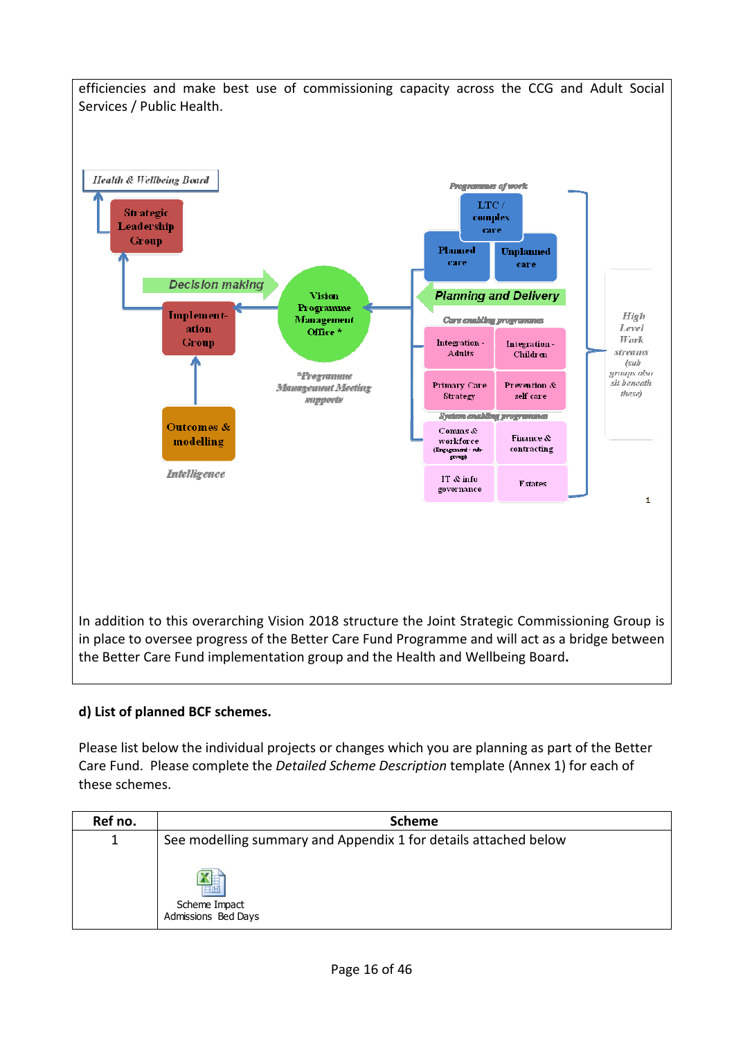efficiencies and make best use of commissioning capacity across the CCG and Adult Social Services / Public Health.

Health & Wellbeing Board

Strategic Leadership Group

Decision making

Implementation Group

Vision Programme Management Office *

*Programme Management Meeting supports

Outcomes & modelling

Intelligence

Programmes of work

LTC / complex care

Planned care

Unplanned care

Planning and Delivery

Care enabling programmes

Integration - Adults

Integration - Children

Primary Care Strategy

Prevention & self care

System enabling programmes

Comms & workforce (Engagement - sub-group)

Finance & contracting

IT & info governance

Estates

High Level Work streams (sub groups also sit beneath these)

In addition to this overarching Vision 2018 structure the Joint Strategic Commissioning Group is in place to oversee progress of the Better Care Fund Programme and will act as a bridge between the Better Care Fund implementation group and the Health and Wellbeing Board.

**d) List of planned BCF schemes.**

Please list below the individual projects or changes which you are planning as part of the Better Care Fund. Please complete the *Detailed Scheme Description* template (Annex 1) for each of these schemes.

| Ref no. | Scheme |
|---|---|
| 1 | See modelling summary and Appendix 1 for details attached below<br><br>Scheme Impact Admissions Bed Days |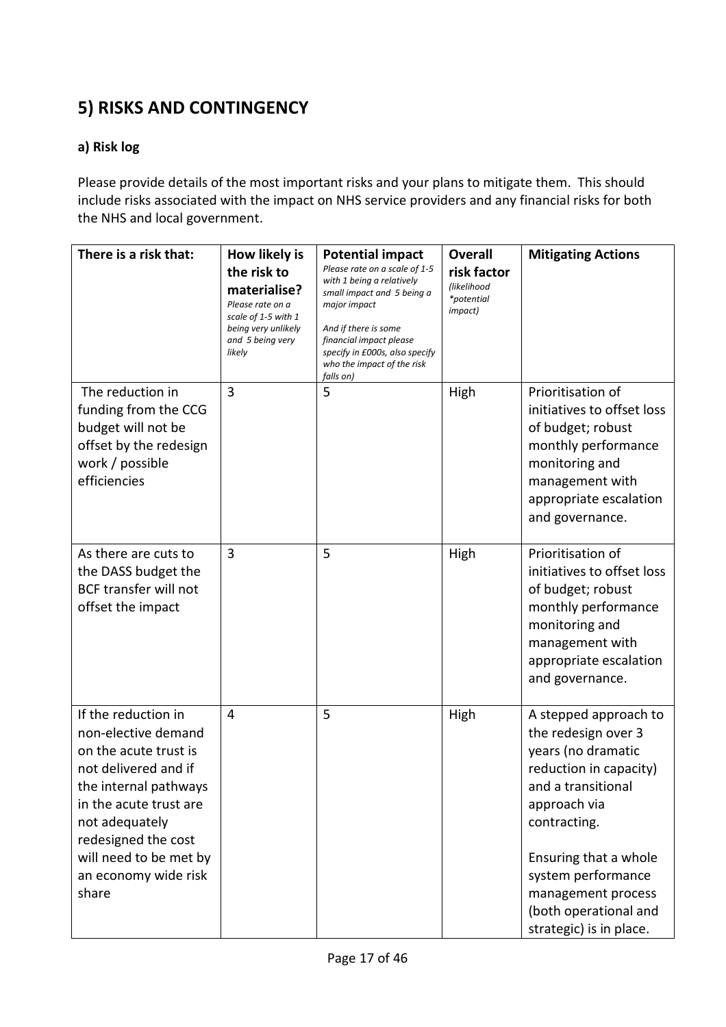# 5) RISKS AND CONTINGENCY

### a) Risk log

Please provide details of the most important risks and your plans to mitigate them. This should include risks associated with the impact on NHS service providers and any financial risks for both the NHS and local government.

| There is a risk that: | How likely is the risk to materialise? *Please rate on a scale of 1-5 with 1 being very unlikely and 5 being very likely* | Potential impact *Please rate on a scale of 1-5 with 1 being a relatively small impact and 5 being a major impact* *And if there is some financial impact please specify in £000s, also specify who the impact of the risk falls on)* | Overall risk factor *(likelihood *potential impact)* | Mitigating Actions |
|---|---|---|---|---|
| The reduction in funding from the CCG budget will not be offset by the redesign work / possible efficiencies | 3 | 5 | High | Prioritisation of initiatives to offset loss of budget; robust monthly performance monitoring and management with appropriate escalation and governance. |
| As there are cuts to the DASS budget the BCF transfer will not offset the impact | 3 | 5 | High | Prioritisation of initiatives to offset loss of budget; robust monthly performance monitoring and management with appropriate escalation and governance. |
| If the reduction in non-elective demand on the acute trust is not delivered and if the internal pathways in the acute trust are not adequately redesigned the cost will need to be met by an economy wide risk share | 4 | 5 | High | A stepped approach to the redesign over 3 years (no dramatic reduction in capacity) and a transitional approach via contracting.<br><br>Ensuring that a whole system performance management process (both operational and strategic) is in place. |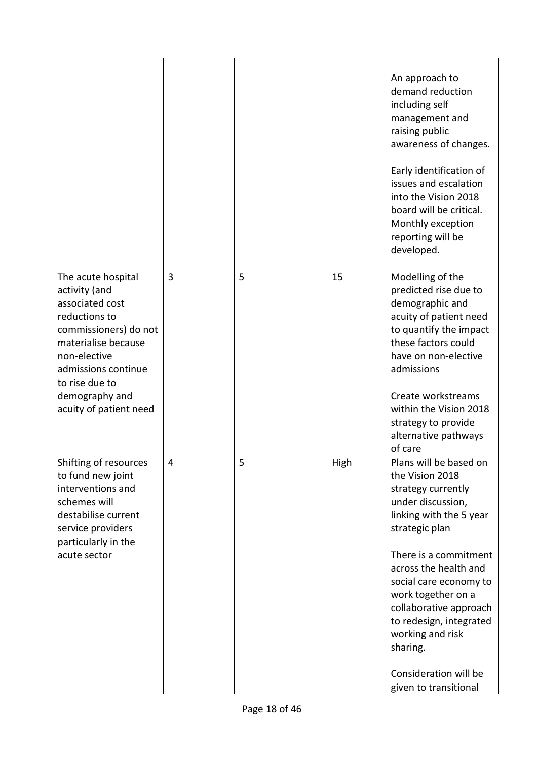| | | | | |
|---|---|---|---|---|
| | | | | An approach to demand reduction including self management and raising public awareness of changes.<br><br>Early identification of issues and escalation into the Vision 2018 board will be critical. Monthly exception reporting will be developed. |
| The acute hospital activity (and associated cost reductions to commissioners) do not materialise because non-elective admissions continue to rise due to demography and acuity of patient need | 3 | 5 | 15 | Modelling of the predicted rise due to demographic and acuity of patient need to quantify the impact these factors could have on non-elective admissions<br><br>Create workstreams within the Vision 2018 strategy to provide alternative pathways of care |
| Shifting of resources to fund new joint interventions and schemes will destabilise current service providers particularly in the acute sector | 4 | 5 | High | Plans will be based on the Vision 2018 strategy currently under discussion, linking with the 5 year strategic plan<br><br>There is a commitment across the health and social care economy to work together on a collaborative approach to redesign, integrated working and risk sharing.<br><br>Consideration will be given to transitional |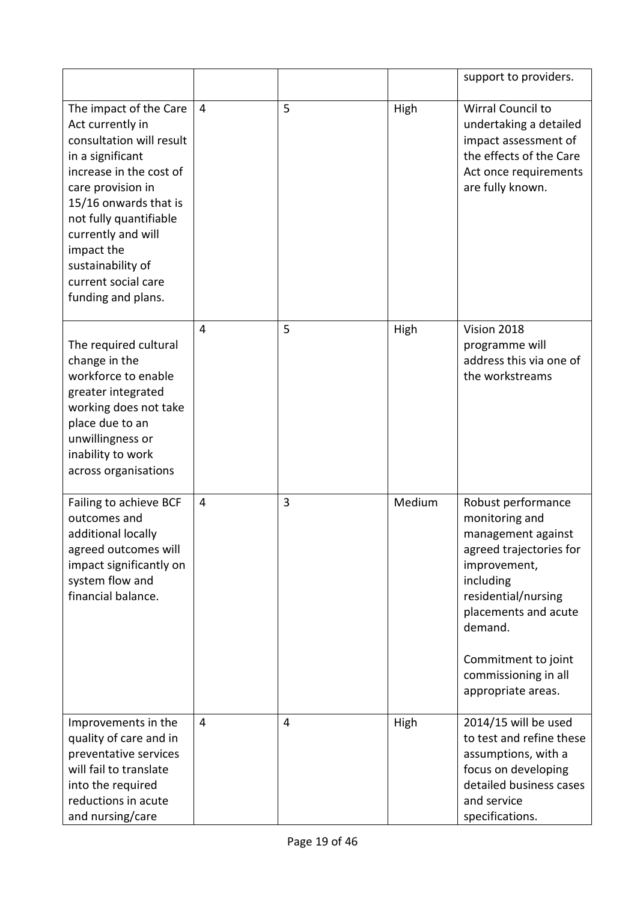| | | | | |
|---|---|---|---|---|
| | | | | support to providers. |
| The impact of the Care Act currently in consultation will result in a significant increase in the cost of care provision in 15/16 onwards that is not fully quantifiable currently and will impact the sustainability of current social care funding and plans. | 4 | 5 | High | Wirral Council to undertaking a detailed impact assessment of the effects of the Care Act once requirements are fully known. |
| The required cultural change in the workforce to enable greater integrated working does not take place due to an unwillingness or inability to work across organisations | 4 | 5 | High | Vision 2018 programme will address this via one of the workstreams |
| Failing to achieve BCF outcomes and additional locally agreed outcomes will impact significantly on system flow and financial balance. | 4 | 3 | Medium | Robust performance monitoring and management against agreed trajectories for improvement, including residential/nursing placements and acute demand.<br><br>Commitment to joint commissioning in all appropriate areas. |
| Improvements in the quality of care and in preventative services will fail to translate into the required reductions in acute and nursing/care | 4 | 4 | High | 2014/15 will be used to test and refine these assumptions, with a focus on developing detailed business cases and service specifications. |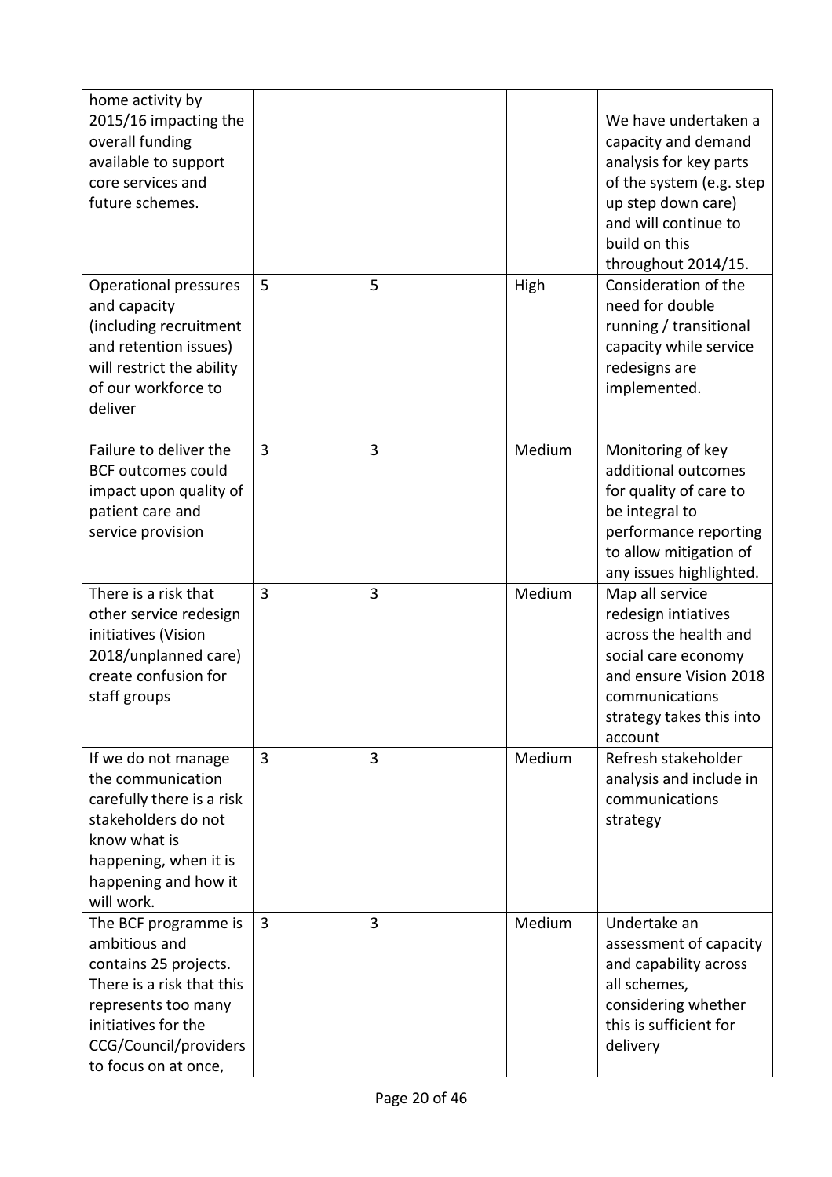| | | | | |
|---|---|---|---|---|
| home activity by 2015/16 impacting the overall funding available to support core services and future schemes. | | | | We have undertaken a capacity and demand analysis for key parts of the system (e.g. step up step down care) and will continue to build on this throughout 2014/15. |
| Operational pressures and capacity (including recruitment and retention issues) will restrict the ability of our workforce to deliver | 5 | 5 | High | Consideration of the need for double running / transitional capacity while service redesigns are implemented. |
| Failure to deliver the BCF outcomes could impact upon quality of patient care and service provision | 3 | 3 | Medium | Monitoring of key additional outcomes for quality of care to be integral to performance reporting to allow mitigation of any issues highlighted. |
| There is a risk that other service redesign initiatives (Vision 2018/unplanned care) create confusion for staff groups | 3 | 3 | Medium | Map all service redesign intiatives across the health and social care economy and ensure Vision 2018 communications strategy takes this into account |
| If we do not manage the communication carefully there is a risk stakeholders do not know what is happening, when it is happening and how it will work. | 3 | 3 | Medium | Refresh stakeholder analysis and include in communications strategy |
| The BCF programme is ambitious and contains 25 projects. There is a risk that this represents too many initiatives for the CCG/Council/providers to focus on at once, | 3 | 3 | Medium | Undertake an assessment of capacity and capability across all schemes, considering whether this is sufficient for delivery |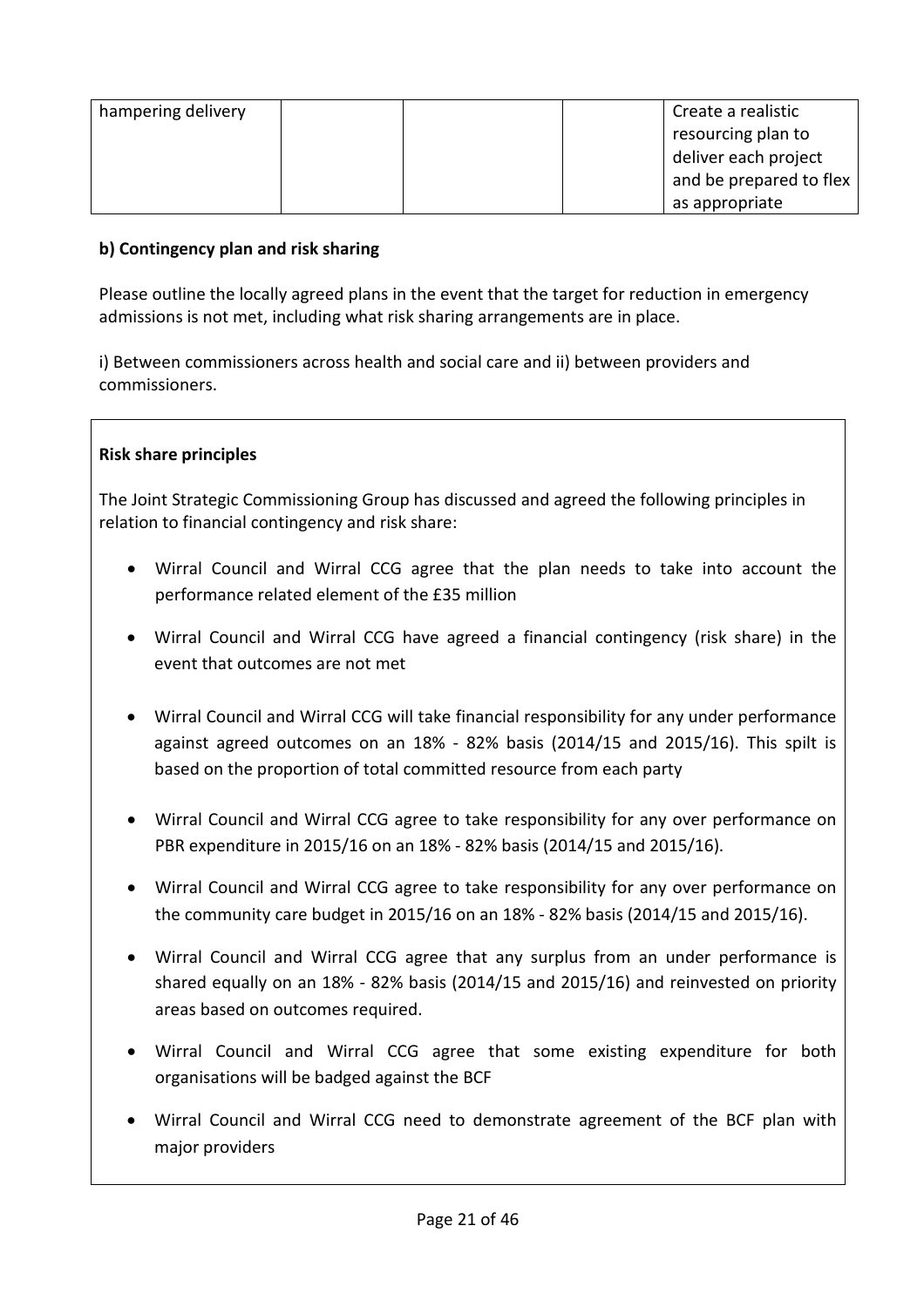| hampering delivery | | | | Create a realistic resourcing plan to deliver each project and be prepared to flex as appropriate |
|---|---|---|---|---|

**b) Contingency plan and risk sharing**

Please outline the locally agreed plans in the event that the target for reduction in emergency admissions is not met, including what risk sharing arrangements are in place.

i) Between commissioners across health and social care and ii) between providers and commissioners.

**Risk share principles**

The Joint Strategic Commissioning Group has discussed and agreed the following principles in relation to financial contingency and risk share:

- Wirral Council and Wirral CCG agree that the plan needs to take into account the performance related element of the £35 million
- Wirral Council and Wirral CCG have agreed a financial contingency (risk share) in the event that outcomes are not met
- Wirral Council and Wirral CCG will take financial responsibility for any under performance against agreed outcomes on an 18% - 82% basis (2014/15 and 2015/16). This spilt is based on the proportion of total committed resource from each party
- Wirral Council and Wirral CCG agree to take responsibility for any over performance on PBR expenditure in 2015/16 on an 18% - 82% basis (2014/15 and 2015/16).
- Wirral Council and Wirral CCG agree to take responsibility for any over performance on the community care budget in 2015/16 on an 18% - 82% basis (2014/15 and 2015/16).
- Wirral Council and Wirral CCG agree that any surplus from an under performance is shared equally on an 18% - 82% basis (2014/15 and 2015/16) and reinvested on priority areas based on outcomes required.
- Wirral Council and Wirral CCG agree that some existing expenditure for both organisations will be badged against the BCF
- Wirral Council and Wirral CCG need to demonstrate agreement of the BCF plan with major providers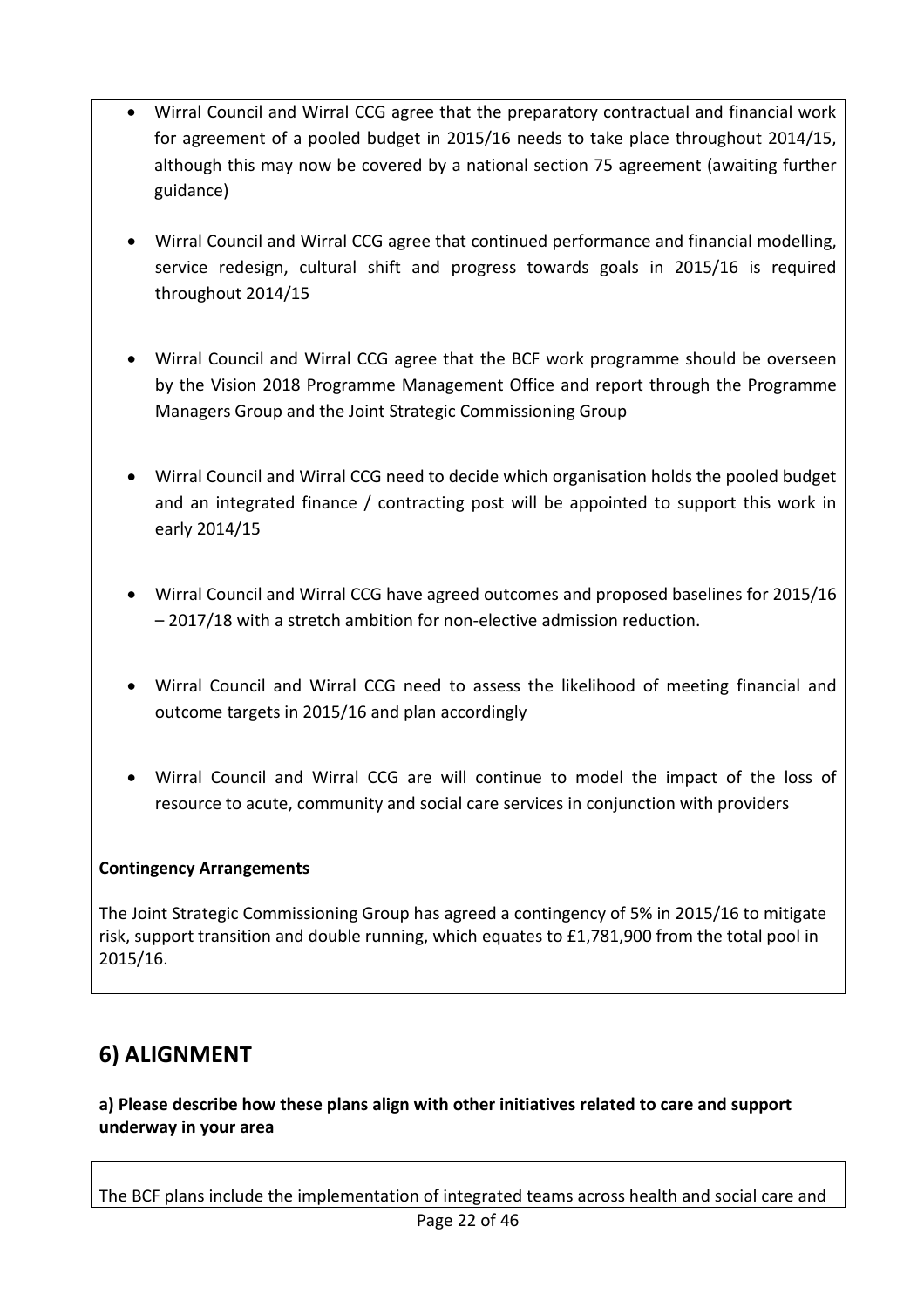- Wirral Council and Wirral CCG agree that the preparatory contractual and financial work for agreement of a pooled budget in 2015/16 needs to take place throughout 2014/15, although this may now be covered by a national section 75 agreement (awaiting further guidance)

- Wirral Council and Wirral CCG agree that continued performance and financial modelling, service redesign, cultural shift and progress towards goals in 2015/16 is required throughout 2014/15

- Wirral Council and Wirral CCG agree that the BCF work programme should be overseen by the Vision 2018 Programme Management Office and report through the Programme Managers Group and the Joint Strategic Commissioning Group

- Wirral Council and Wirral CCG need to decide which organisation holds the pooled budget and an integrated finance / contracting post will be appointed to support this work in early 2014/15

- Wirral Council and Wirral CCG have agreed outcomes and proposed baselines for 2015/16 – 2017/18 with a stretch ambition for non-elective admission reduction.

- Wirral Council and Wirral CCG need to assess the likelihood of meeting financial and outcome targets in 2015/16 and plan accordingly

- Wirral Council and Wirral CCG are will continue to model the impact of the loss of resource to acute, community and social care services in conjunction with providers

**Contingency Arrangements**

The Joint Strategic Commissioning Group has agreed a contingency of 5% in 2015/16 to mitigate risk, support transition and double running, which equates to £1,781,900 from the total pool in 2015/16.

## 6) ALIGNMENT

**a) Please describe how these plans align with other initiatives related to care and support underway in your area**

The BCF plans include the implementation of integrated teams across health and social care and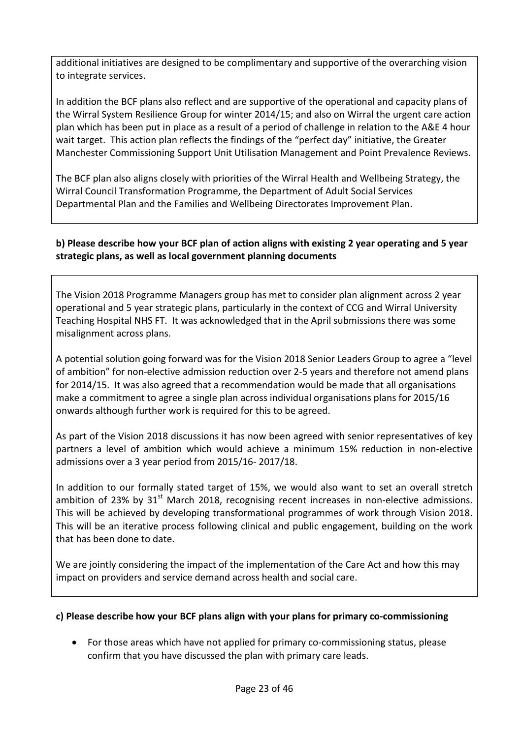additional initiatives are designed to be complimentary and supportive of the overarching vision to integrate services.

In addition the BCF plans also reflect and are supportive of the operational and capacity plans of the Wirral System Resilience Group for winter 2014/15; and also on Wirral the urgent care action plan which has been put in place as a result of a period of challenge in relation to the A&E 4 hour wait target. This action plan reflects the findings of the "perfect day" initiative, the Greater Manchester Commissioning Support Unit Utilisation Management and Point Prevalence Reviews.

The BCF plan also aligns closely with priorities of the Wirral Health and Wellbeing Strategy, the Wirral Council Transformation Programme, the Department of Adult Social Services Departmental Plan and the Families and Wellbeing Directorates Improvement Plan.

**b) Please describe how your BCF plan of action aligns with existing 2 year operating and 5 year strategic plans, as well as local government planning documents**

The Vision 2018 Programme Managers group has met to consider plan alignment across 2 year operational and 5 year strategic plans, particularly in the context of CCG and Wirral University Teaching Hospital NHS FT. It was acknowledged that in the April submissions there was some misalignment across plans.

A potential solution going forward was for the Vision 2018 Senior Leaders Group to agree a "level of ambition" for non-elective admission reduction over 2-5 years and therefore not amend plans for 2014/15. It was also agreed that a recommendation would be made that all organisations make a commitment to agree a single plan across individual organisations plans for 2015/16 onwards although further work is required for this to be agreed.

As part of the Vision 2018 discussions it has now been agreed with senior representatives of key partners a level of ambition which would achieve a minimum 15% reduction in non-elective admissions over a 3 year period from 2015/16- 2017/18.

In addition to our formally stated target of 15%, we would also want to set an overall stretch ambition of 23% by 31st March 2018, recognising recent increases in non-elective admissions. This will be achieved by developing transformational programmes of work through Vision 2018. This will be an iterative process following clinical and public engagement, building on the work that has been done to date.

We are jointly considering the impact of the implementation of the Care Act and how this may impact on providers and service demand across health and social care.

**c) Please describe how your BCF plans align with your plans for primary co-commissioning**

- For those areas which have not applied for primary co-commissioning status, please confirm that you have discussed the plan with primary care leads.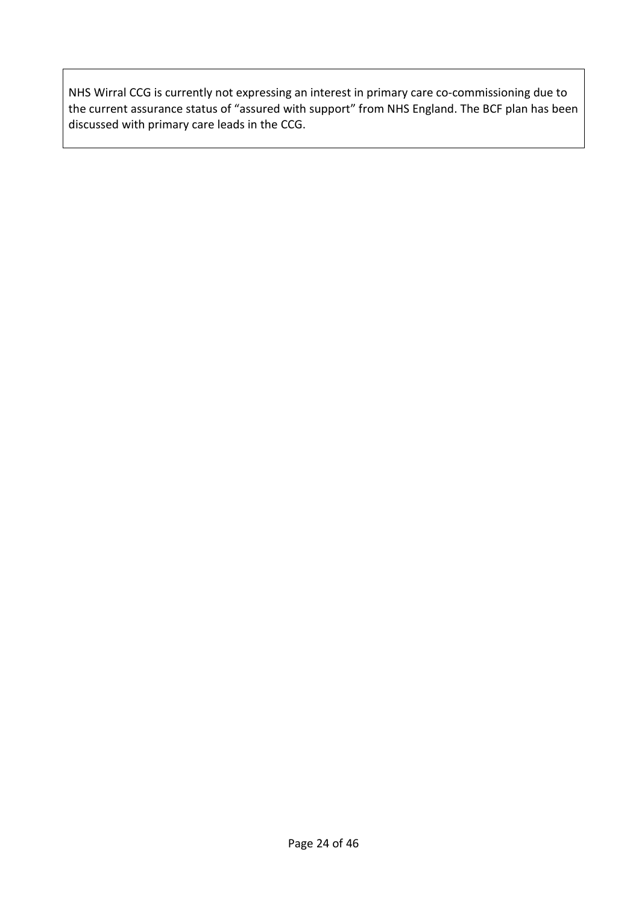NHS Wirral CCG is currently not expressing an interest in primary care co-commissioning due to the current assurance status of “assured with support” from NHS England. The BCF plan has been discussed with primary care leads in the CCG.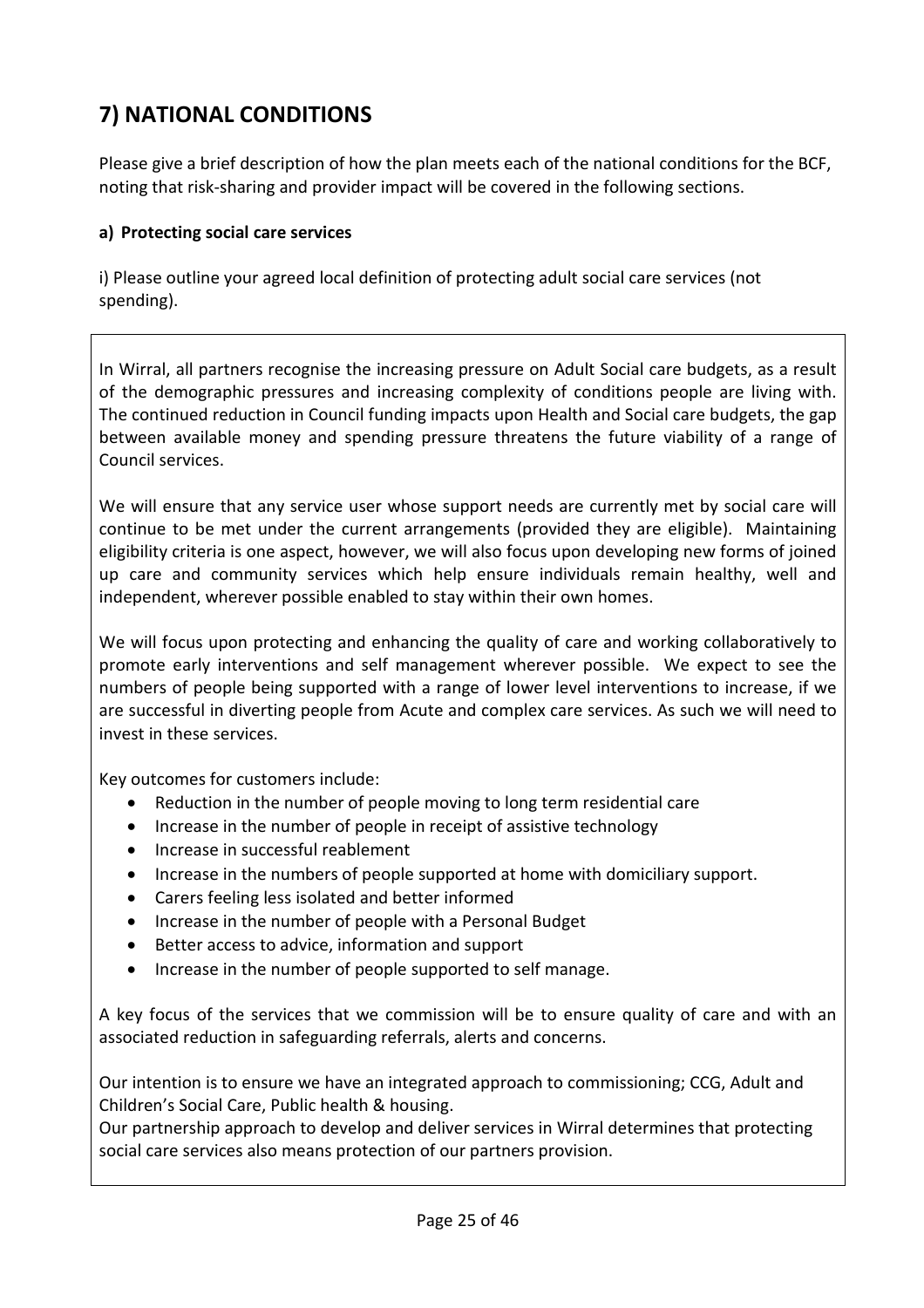# 7) NATIONAL CONDITIONS

Please give a brief description of how the plan meets each of the national conditions for the BCF, noting that risk-sharing and provider impact will be covered in the following sections.

**a) Protecting social care services**

i) Please outline your agreed local definition of protecting adult social care services (not spending).

In Wirral, all partners recognise the increasing pressure on Adult Social care budgets, as a result of the demographic pressures and increasing complexity of conditions people are living with. The continued reduction in Council funding impacts upon Health and Social care budgets, the gap between available money and spending pressure threatens the future viability of a range of Council services.

We will ensure that any service user whose support needs are currently met by social care will continue to be met under the current arrangements (provided they are eligible). Maintaining eligibility criteria is one aspect, however, we will also focus upon developing new forms of joined up care and community services which help ensure individuals remain healthy, well and independent, wherever possible enabled to stay within their own homes.

We will focus upon protecting and enhancing the quality of care and working collaboratively to promote early interventions and self management wherever possible. We expect to see the numbers of people being supported with a range of lower level interventions to increase, if we are successful in diverting people from Acute and complex care services. As such we will need to invest in these services.

Key outcomes for customers include:

- Reduction in the number of people moving to long term residential care
- Increase in the number of people in receipt of assistive technology
- Increase in successful reablement
- Increase in the numbers of people supported at home with domiciliary support.
- Carers feeling less isolated and better informed
- Increase in the number of people with a Personal Budget
- Better access to advice, information and support
- Increase in the number of people supported to self manage.

A key focus of the services that we commission will be to ensure quality of care and with an associated reduction in safeguarding referrals, alerts and concerns.

Our intention is to ensure we have an integrated approach to commissioning; CCG, Adult and Children's Social Care, Public health & housing.
Our partnership approach to develop and deliver services in Wirral determines that protecting social care services also means protection of our partners provision.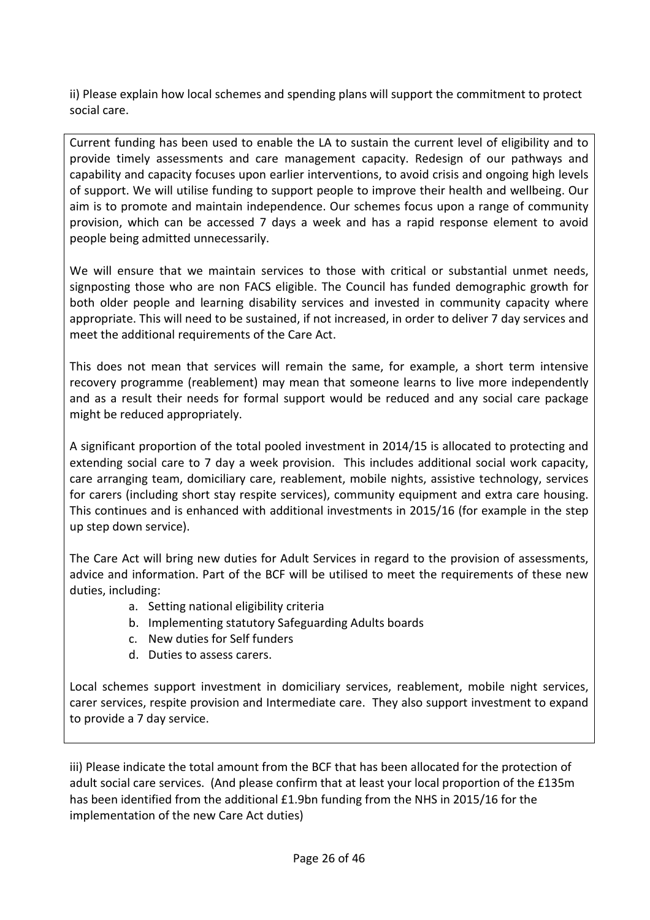ii) Please explain how local schemes and spending plans will support the commitment to protect social care.

Current funding has been used to enable the LA to sustain the current level of eligibility and to provide timely assessments and care management capacity. Redesign of our pathways and capability and capacity focuses upon earlier interventions, to avoid crisis and ongoing high levels of support. We will utilise funding to support people to improve their health and wellbeing. Our aim is to promote and maintain independence. Our schemes focus upon a range of community provision, which can be accessed 7 days a week and has a rapid response element to avoid people being admitted unnecessarily.

We will ensure that we maintain services to those with critical or substantial unmet needs, signposting those who are non FACS eligible. The Council has funded demographic growth for both older people and learning disability services and invested in community capacity where appropriate. This will need to be sustained, if not increased, in order to deliver 7 day services and meet the additional requirements of the Care Act.

This does not mean that services will remain the same, for example, a short term intensive recovery programme (reablement) may mean that someone learns to live more independently and as a result their needs for formal support would be reduced and any social care package might be reduced appropriately.

A significant proportion of the total pooled investment in 2014/15 is allocated to protecting and extending social care to 7 day a week provision. This includes additional social work capacity, care arranging team, domiciliary care, reablement, mobile nights, assistive technology, services for carers (including short stay respite services), community equipment and extra care housing. This continues and is enhanced with additional investments in 2015/16 (for example in the step up step down service).

The Care Act will bring new duties for Adult Services in regard to the provision of assessments, advice and information. Part of the BCF will be utilised to meet the requirements of these new duties, including:

a. Setting national eligibility criteria
b. Implementing statutory Safeguarding Adults boards
c. New duties for Self funders
d. Duties to assess carers.

Local schemes support investment in domiciliary services, reablement, mobile night services, carer services, respite provision and Intermediate care. They also support investment to expand to provide a 7 day service.

iii) Please indicate the total amount from the BCF that has been allocated for the protection of adult social care services. (And please confirm that at least your local proportion of the £135m has been identified from the additional £1.9bn funding from the NHS in 2015/16 for the implementation of the new Care Act duties)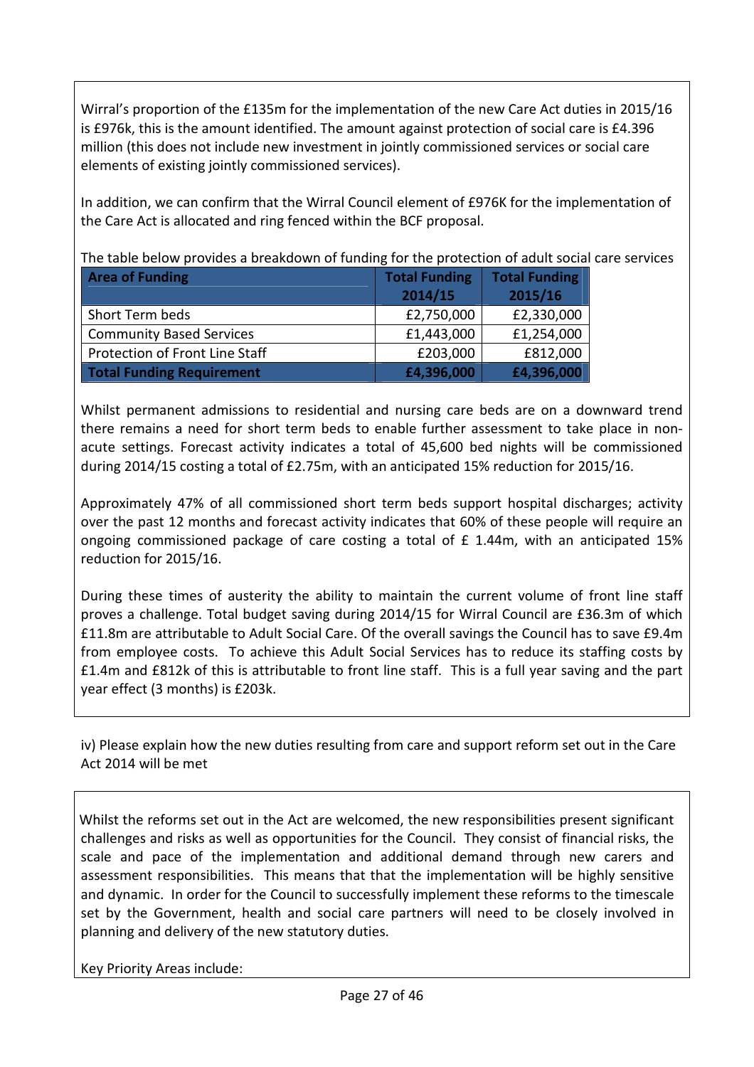Wirral's proportion of the £135m for the implementation of the new Care Act duties in 2015/16 is £976k, this is the amount identified. The amount against protection of social care is £4.396 million (this does not include new investment in jointly commissioned services or social care elements of existing jointly commissioned services).

In addition, we can confirm that the Wirral Council element of £976K for the implementation of the Care Act is allocated and ring fenced within the BCF proposal.

The table below provides a breakdown of funding for the protection of adult social care services

| Area of Funding | Total Funding 2014/15 | Total Funding 2015/16 |
|---|---|---|
| Short Term beds | £2,750,000 | £2,330,000 |
| Community Based Services | £1,443,000 | £1,254,000 |
| Protection of Front Line Staff | £203,000 | £812,000 |
| **Total Funding Requirement** | **£4,396,000** | **£4,396,000** |

Whilst permanent admissions to residential and nursing care beds are on a downward trend there remains a need for short term beds to enable further assessment to take place in non-acute settings. Forecast activity indicates a total of 45,600 bed nights will be commissioned during 2014/15 costing a total of £2.75m, with an anticipated 15% reduction for 2015/16.

Approximately 47% of all commissioned short term beds support hospital discharges; activity over the past 12 months and forecast activity indicates that 60% of these people will require an ongoing commissioned package of care costing a total of £ 1.44m, with an anticipated 15% reduction for 2015/16.

During these times of austerity the ability to maintain the current volume of front line staff proves a challenge. Total budget saving during 2014/15 for Wirral Council are £36.3m of which £11.8m are attributable to Adult Social Care. Of the overall savings the Council has to save £9.4m from employee costs. To achieve this Adult Social Services has to reduce its staffing costs by £1.4m and £812k of this is attributable to front line staff. This is a full year saving and the part year effect (3 months) is £203k.

iv) Please explain how the new duties resulting from care and support reform set out in the Care Act 2014 will be met

Whilst the reforms set out in the Act are welcomed, the new responsibilities present significant challenges and risks as well as opportunities for the Council. They consist of financial risks, the scale and pace of the implementation and additional demand through new carers and assessment responsibilities. This means that that the implementation will be highly sensitive and dynamic. In order for the Council to successfully implement these reforms to the timescale set by the Government, health and social care partners will need to be closely involved in planning and delivery of the new statutory duties.

Key Priority Areas include: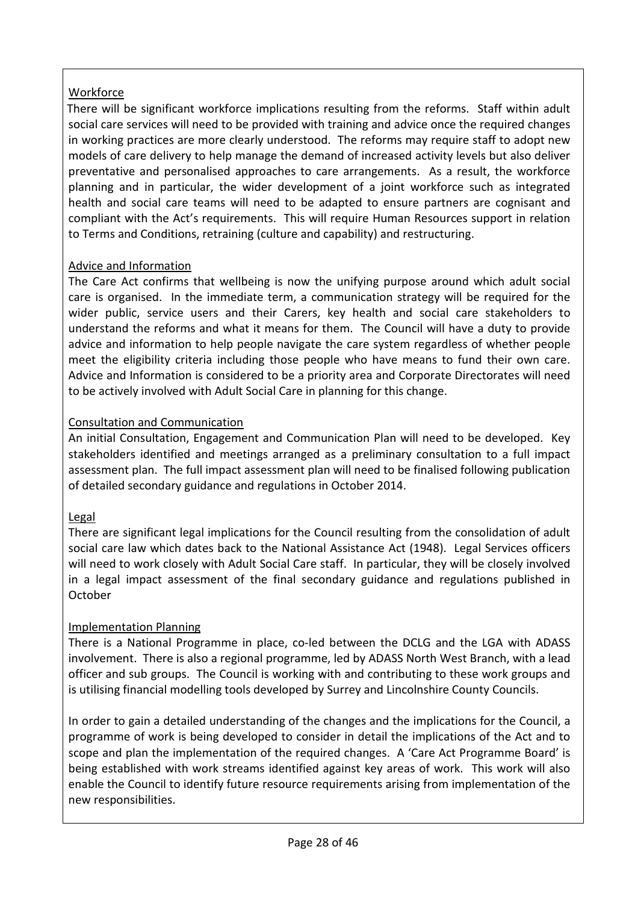<u>Workforce</u>

There will be significant workforce implications resulting from the reforms. Staff within adult social care services will need to be provided with training and advice once the required changes in working practices are more clearly understood. The reforms may require staff to adopt new models of care delivery to help manage the demand of increased activity levels but also deliver preventative and personalised approaches to care arrangements. As a result, the workforce planning and in particular, the wider development of a joint workforce such as integrated health and social care teams will need to be adapted to ensure partners are cognisant and compliant with the Act's requirements. This will require Human Resources support in relation to Terms and Conditions, retraining (culture and capability) and restructuring.

<u>Advice and Information</u>

The Care Act confirms that wellbeing is now the unifying purpose around which adult social care is organised. In the immediate term, a communication strategy will be required for the wider public, service users and their Carers, key health and social care stakeholders to understand the reforms and what it means for them. The Council will have a duty to provide advice and information to help people navigate the care system regardless of whether people meet the eligibility criteria including those people who have means to fund their own care. Advice and Information is considered to be a priority area and Corporate Directorates will need to be actively involved with Adult Social Care in planning for this change.

<u>Consultation and Communication</u>

An initial Consultation, Engagement and Communication Plan will need to be developed. Key stakeholders identified and meetings arranged as a preliminary consultation to a full impact assessment plan. The full impact assessment plan will need to be finalised following publication of detailed secondary guidance and regulations in October 2014.

<u>Legal</u>

There are significant legal implications for the Council resulting from the consolidation of adult social care law which dates back to the National Assistance Act (1948). Legal Services officers will need to work closely with Adult Social Care staff. In particular, they will be closely involved in a legal impact assessment of the final secondary guidance and regulations published in October

<u>Implementation Planning</u>

There is a National Programme in place, co-led between the DCLG and the LGA with ADASS involvement. There is also a regional programme, led by ADASS North West Branch, with a lead officer and sub groups. The Council is working with and contributing to these work groups and is utilising financial modelling tools developed by Surrey and Lincolnshire County Councils.

In order to gain a detailed understanding of the changes and the implications for the Council, a programme of work is being developed to consider in detail the implications of the Act and to scope and plan the implementation of the required changes. A 'Care Act Programme Board' is being established with work streams identified against key areas of work. This work will also enable the Council to identify future resource requirements arising from implementation of the new responsibilities.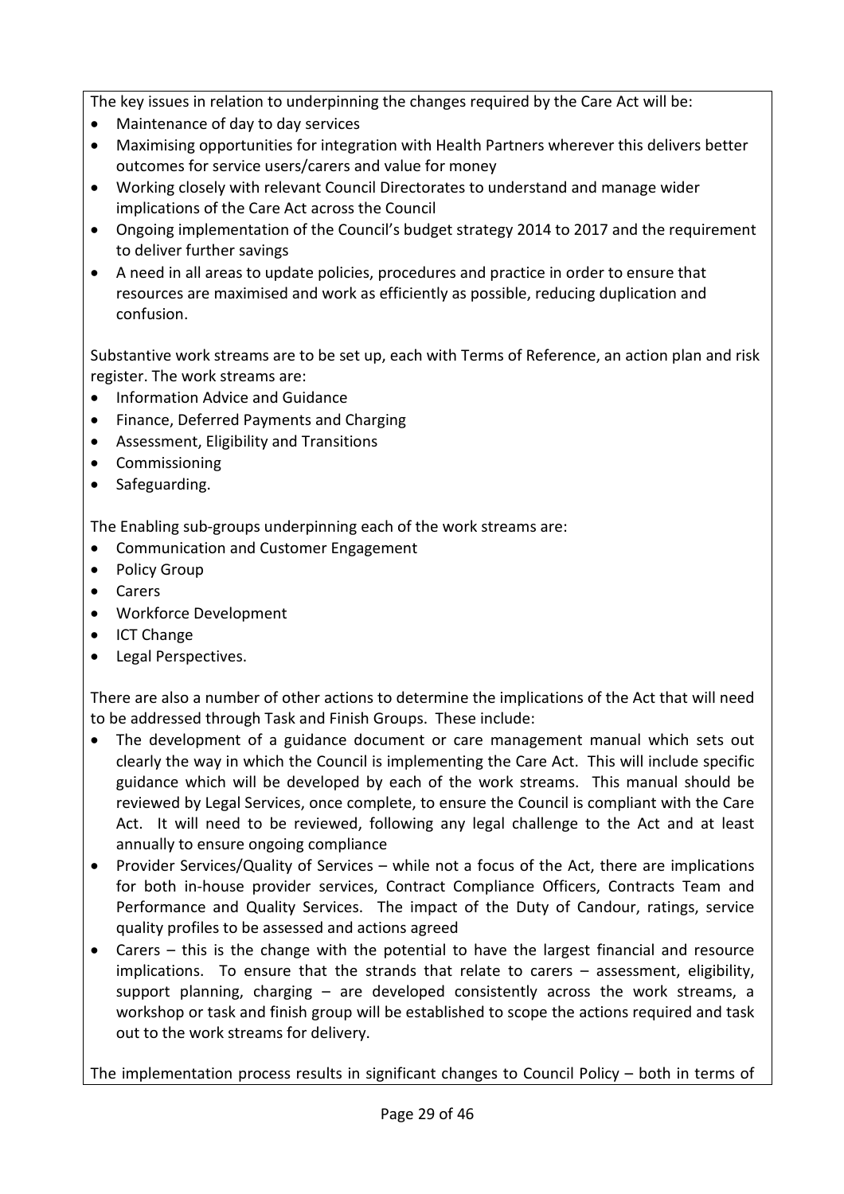The key issues in relation to underpinning the changes required by the Care Act will be:

- Maintenance of day to day services
- Maximising opportunities for integration with Health Partners wherever this delivers better outcomes for service users/carers and value for money
- Working closely with relevant Council Directorates to understand and manage wider implications of the Care Act across the Council
- Ongoing implementation of the Council's budget strategy 2014 to 2017 and the requirement to deliver further savings
- A need in all areas to update policies, procedures and practice in order to ensure that resources are maximised and work as efficiently as possible, reducing duplication and confusion.

Substantive work streams are to be set up, each with Terms of Reference, an action plan and risk register. The work streams are:

- Information Advice and Guidance
- Finance, Deferred Payments and Charging
- Assessment, Eligibility and Transitions
- Commissioning
- Safeguarding.

The Enabling sub-groups underpinning each of the work streams are:

- Communication and Customer Engagement
- Policy Group
- Carers
- Workforce Development
- ICT Change
- Legal Perspectives.

There are also a number of other actions to determine the implications of the Act that will need to be addressed through Task and Finish Groups. These include:

- The development of a guidance document or care management manual which sets out clearly the way in which the Council is implementing the Care Act. This will include specific guidance which will be developed by each of the work streams. This manual should be reviewed by Legal Services, once complete, to ensure the Council is compliant with the Care Act. It will need to be reviewed, following any legal challenge to the Act and at least annually to ensure ongoing compliance
- Provider Services/Quality of Services – while not a focus of the Act, there are implications for both in-house provider services, Contract Compliance Officers, Contracts Team and Performance and Quality Services. The impact of the Duty of Candour, ratings, service quality profiles to be assessed and actions agreed
- Carers – this is the change with the potential to have the largest financial and resource implications. To ensure that the strands that relate to carers – assessment, eligibility, support planning, charging – are developed consistently across the work streams, a workshop or task and finish group will be established to scope the actions required and task out to the work streams for delivery.

The implementation process results in significant changes to Council Policy – both in terms of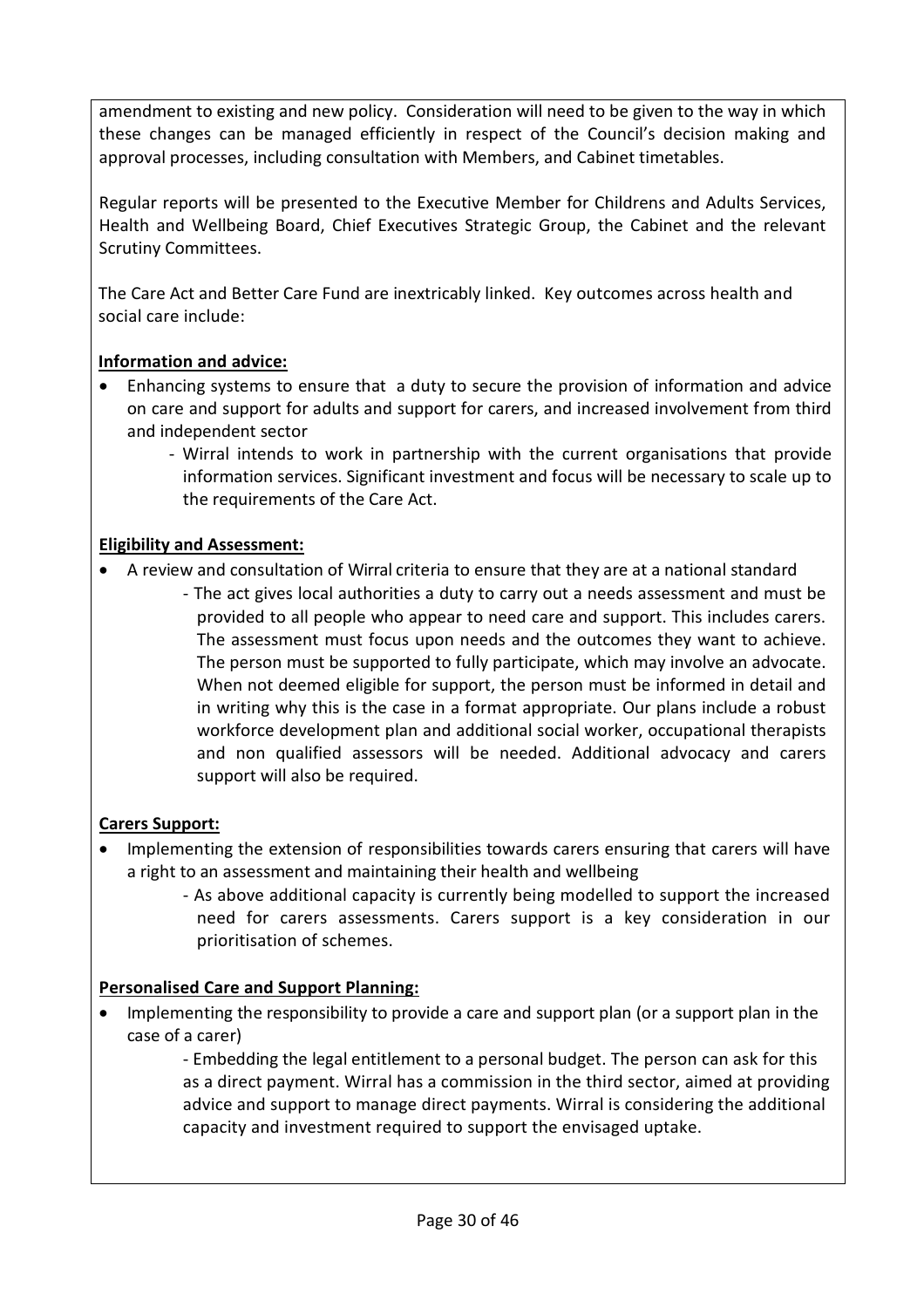amendment to existing and new policy. Consideration will need to be given to the way in which these changes can be managed efficiently in respect of the Council's decision making and approval processes, including consultation with Members, and Cabinet timetables.

Regular reports will be presented to the Executive Member for Childrens and Adults Services, Health and Wellbeing Board, Chief Executives Strategic Group, the Cabinet and the relevant Scrutiny Committees.

The Care Act and Better Care Fund are inextricably linked. Key outcomes across health and social care include:

**Information and advice:**

- Enhancing systems to ensure that a duty to secure the provision of information and advice on care and support for adults and support for carers, and increased involvement from third and independent sector
  - Wirral intends to work in partnership with the current organisations that provide information services. Significant investment and focus will be necessary to scale up to the requirements of the Care Act.

**Eligibility and Assessment:**

- A review and consultation of Wirral criteria to ensure that they are at a national standard
  - The act gives local authorities a duty to carry out a needs assessment and must be provided to all people who appear to need care and support. This includes carers. The assessment must focus upon needs and the outcomes they want to achieve. The person must be supported to fully participate, which may involve an advocate. When not deemed eligible for support, the person must be informed in detail and in writing why this is the case in a format appropriate. Our plans include a robust workforce development plan and additional social worker, occupational therapists and non qualified assessors will be needed. Additional advocacy and carers support will also be required.

**Carers Support:**

- Implementing the extension of responsibilities towards carers ensuring that carers will have a right to an assessment and maintaining their health and wellbeing
  - As above additional capacity is currently being modelled to support the increased need for carers assessments. Carers support is a key consideration in our prioritisation of schemes.

**Personalised Care and Support Planning:**

- Implementing the responsibility to provide a care and support plan (or a support plan in the case of a carer)
  - Embedding the legal entitlement to a personal budget. The person can ask for this as a direct payment. Wirral has a commission in the third sector, aimed at providing advice and support to manage direct payments. Wirral is considering the additional capacity and investment required to support the envisaged uptake.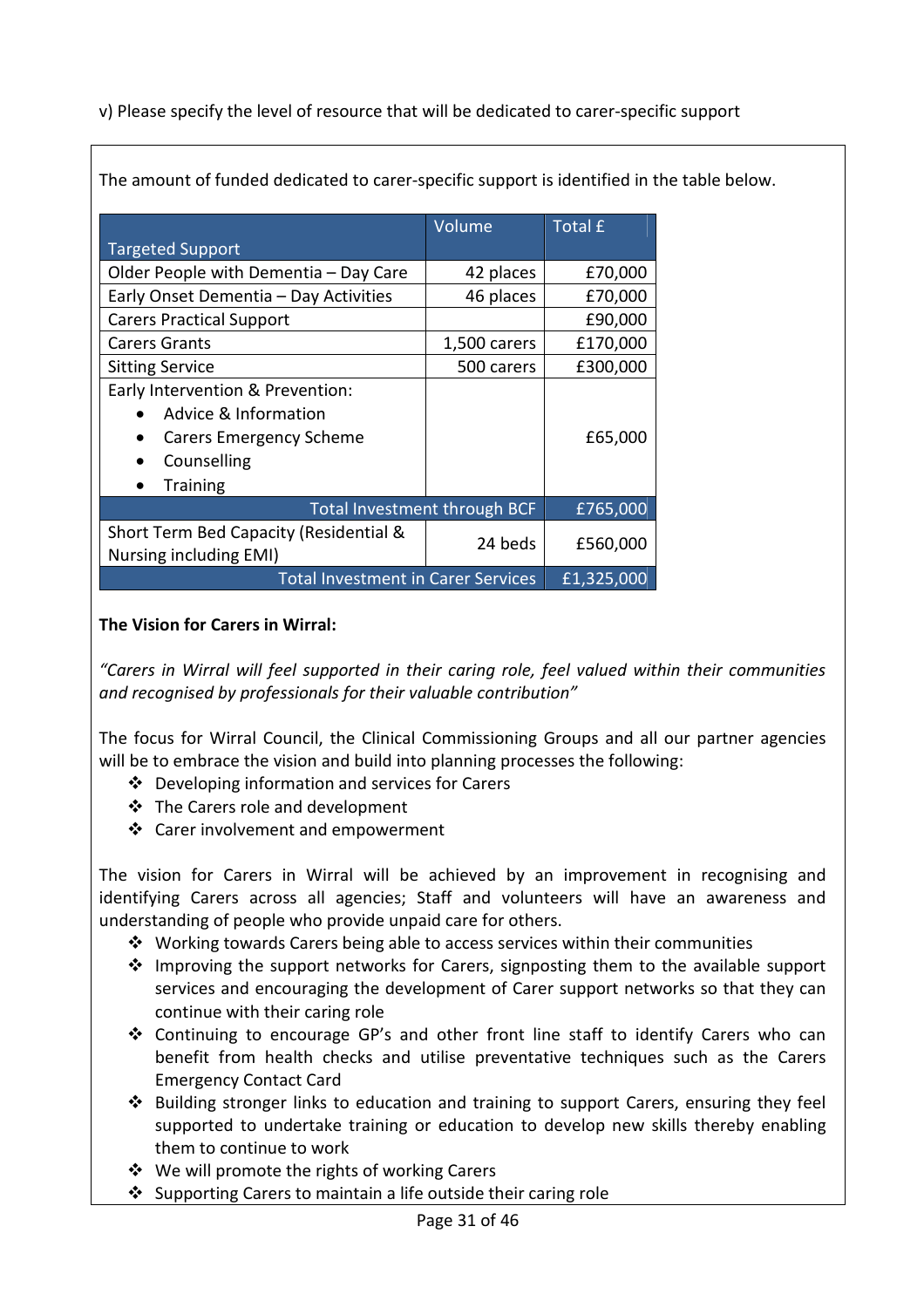v) Please specify the level of resource that will be dedicated to carer-specific support

The amount of funded dedicated to carer-specific support is identified in the table below.

| Targeted Support | Volume | Total £ |
|---|---|---|
| Older People with Dementia – Day Care | 42 places | £70,000 |
| Early Onset Dementia – Day Activities | 46 places | £70,000 |
| Carers Practical Support | | £90,000 |
| Carers Grants | 1,500 carers | £170,000 |
| Sitting Service | 500 carers | £300,000 |
| Early Intervention & Prevention:<br>• Advice & Information<br>• Carers Emergency Scheme<br>• Counselling<br>• Training | | £65,000 |
| Total Investment through BCF | | £765,000 |
| Short Term Bed Capacity (Residential & Nursing including EMI) | 24 beds | £560,000 |
| Total Investment in Carer Services | | £1,325,000 |

**The Vision for Carers in Wirral:**

*"Carers in Wirral will feel supported in their caring role, feel valued within their communities and recognised by professionals for their valuable contribution"*

The focus for Wirral Council, the Clinical Commissioning Groups and all our partner agencies will be to embrace the vision and build into planning processes the following:

- Developing information and services for Carers
- The Carers role and development
- Carer involvement and empowerment

The vision for Carers in Wirral will be achieved by an improvement in recognising and identifying Carers across all agencies; Staff and volunteers will have an awareness and understanding of people who provide unpaid care for others.

- Working towards Carers being able to access services within their communities
- Improving the support networks for Carers, signposting them to the available support services and encouraging the development of Carer support networks so that they can continue with their caring role
- Continuing to encourage GP's and other front line staff to identify Carers who can benefit from health checks and utilise preventative techniques such as the Carers Emergency Contact Card
- Building stronger links to education and training to support Carers, ensuring they feel supported to undertake training or education to develop new skills thereby enabling them to continue to work
- We will promote the rights of working Carers
- Supporting Carers to maintain a life outside their caring role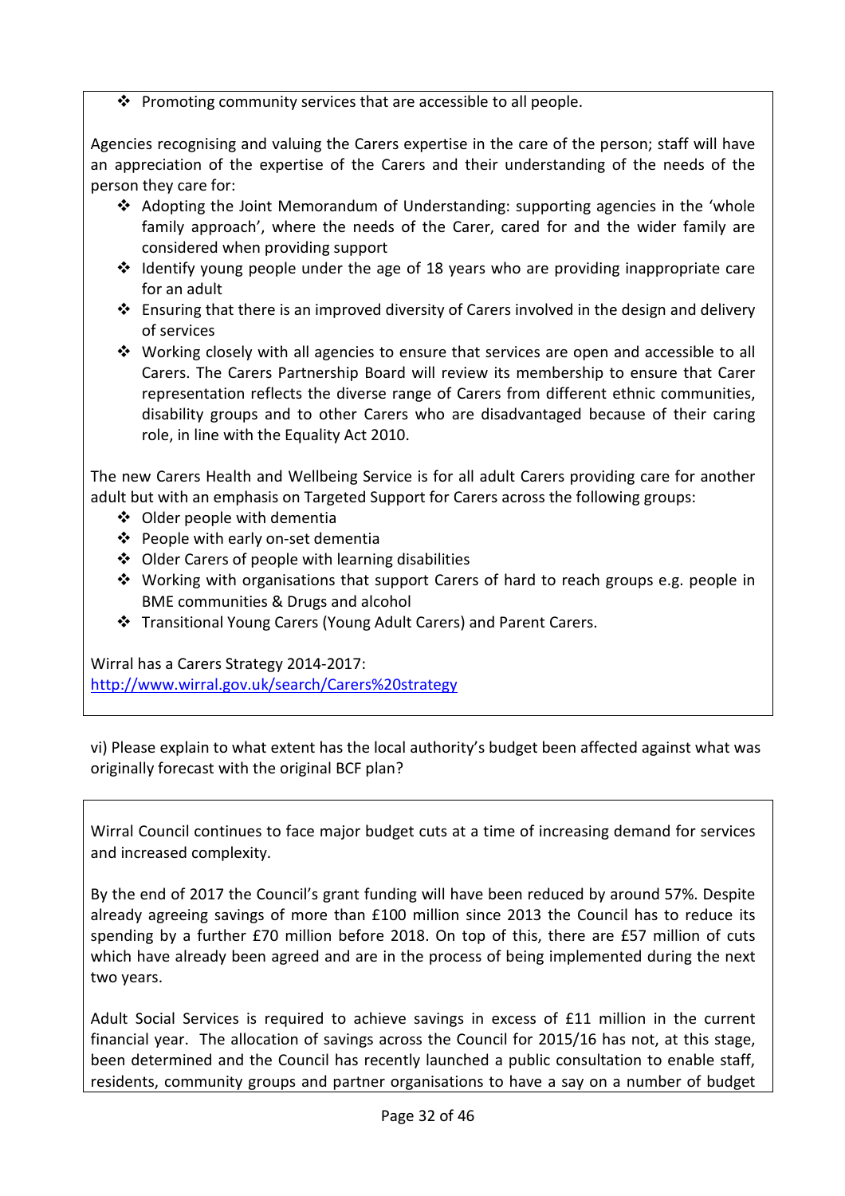- Promoting community services that are accessible to all people.

Agencies recognising and valuing the Carers expertise in the care of the person; staff will have an appreciation of the expertise of the Carers and their understanding of the needs of the person they care for:

- Adopting the Joint Memorandum of Understanding: supporting agencies in the 'whole family approach', where the needs of the Carer, cared for and the wider family are considered when providing support
- Identify young people under the age of 18 years who are providing inappropriate care for an adult
- Ensuring that there is an improved diversity of Carers involved in the design and delivery of services
- Working closely with all agencies to ensure that services are open and accessible to all Carers. The Carers Partnership Board will review its membership to ensure that Carer representation reflects the diverse range of Carers from different ethnic communities, disability groups and to other Carers who are disadvantaged because of their caring role, in line with the Equality Act 2010.

The new Carers Health and Wellbeing Service is for all adult Carers providing care for another adult but with an emphasis on Targeted Support for Carers across the following groups:

- Older people with dementia
- People with early on-set dementia
- Older Carers of people with learning disabilities
- Working with organisations that support Carers of hard to reach groups e.g. people in BME communities & Drugs and alcohol
- Transitional Young Carers (Young Adult Carers) and Parent Carers.

Wirral has a Carers Strategy 2014-2017:
http://www.wirral.gov.uk/search/Carers%20strategy

vi) Please explain to what extent has the local authority's budget been affected against what was originally forecast with the original BCF plan?

Wirral Council continues to face major budget cuts at a time of increasing demand for services and increased complexity.

By the end of 2017 the Council's grant funding will have been reduced by around 57%. Despite already agreeing savings of more than £100 million since 2013 the Council has to reduce its spending by a further £70 million before 2018. On top of this, there are £57 million of cuts which have already been agreed and are in the process of being implemented during the next two years.

Adult Social Services is required to achieve savings in excess of £11 million in the current financial year. The allocation of savings across the Council for 2015/16 has not, at this stage, been determined and the Council has recently launched a public consultation to enable staff, residents, community groups and partner organisations to have a say on a number of budget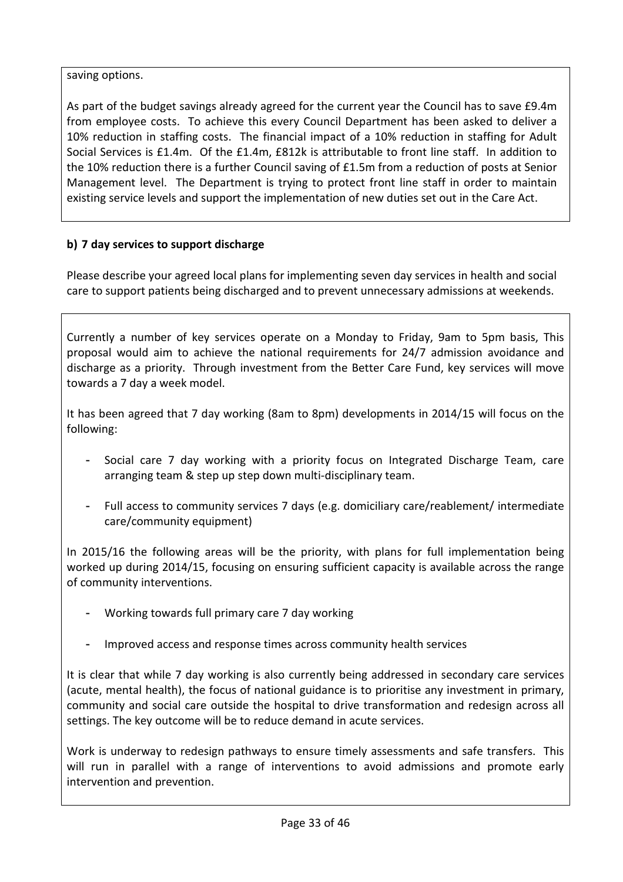saving options.

As part of the budget savings already agreed for the current year the Council has to save £9.4m from employee costs. To achieve this every Council Department has been asked to deliver a 10% reduction in staffing costs. The financial impact of a 10% reduction in staffing for Adult Social Services is £1.4m. Of the £1.4m, £812k is attributable to front line staff. In addition to the 10% reduction there is a further Council saving of £1.5m from a reduction of posts at Senior Management level. The Department is trying to protect front line staff in order to maintain existing service levels and support the implementation of new duties set out in the Care Act.

**b) 7 day services to support discharge**

Please describe your agreed local plans for implementing seven day services in health and social care to support patients being discharged and to prevent unnecessary admissions at weekends.

Currently a number of key services operate on a Monday to Friday, 9am to 5pm basis, This proposal would aim to achieve the national requirements for 24/7 admission avoidance and discharge as a priority. Through investment from the Better Care Fund, key services will move towards a 7 day a week model.

It has been agreed that 7 day working (8am to 8pm) developments in 2014/15 will focus on the following:

- Social care 7 day working with a priority focus on Integrated Discharge Team, care arranging team & step up step down multi-disciplinary team.
- Full access to community services 7 days (e.g. domiciliary care/reablement/ intermediate care/community equipment)

In 2015/16 the following areas will be the priority, with plans for full implementation being worked up during 2014/15, focusing on ensuring sufficient capacity is available across the range of community interventions.

- Working towards full primary care 7 day working
- Improved access and response times across community health services

It is clear that while 7 day working is also currently being addressed in secondary care services (acute, mental health), the focus of national guidance is to prioritise any investment in primary, community and social care outside the hospital to drive transformation and redesign across all settings. The key outcome will be to reduce demand in acute services.

Work is underway to redesign pathways to ensure timely assessments and safe transfers. This will run in parallel with a range of interventions to avoid admissions and promote early intervention and prevention.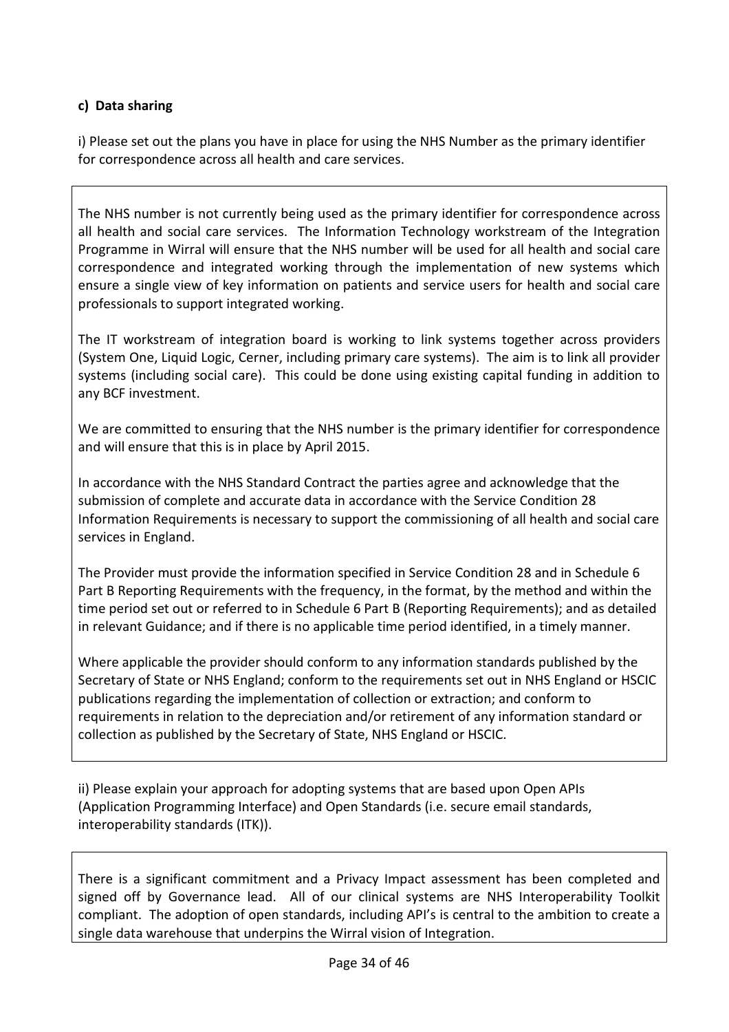### c) Data sharing

i) Please set out the plans you have in place for using the NHS Number as the primary identifier for correspondence across all health and care services.

The NHS number is not currently being used as the primary identifier for correspondence across all health and social care services. The Information Technology workstream of the Integration Programme in Wirral will ensure that the NHS number will be used for all health and social care correspondence and integrated working through the implementation of new systems which ensure a single view of key information on patients and service users for health and social care professionals to support integrated working.

The IT workstream of integration board is working to link systems together across providers (System One, Liquid Logic, Cerner, including primary care systems). The aim is to link all provider systems (including social care). This could be done using existing capital funding in addition to any BCF investment.

We are committed to ensuring that the NHS number is the primary identifier for correspondence and will ensure that this is in place by April 2015.

In accordance with the NHS Standard Contract the parties agree and acknowledge that the submission of complete and accurate data in accordance with the Service Condition 28 Information Requirements is necessary to support the commissioning of all health and social care services in England.

The Provider must provide the information specified in Service Condition 28 and in Schedule 6 Part B Reporting Requirements with the frequency, in the format, by the method and within the time period set out or referred to in Schedule 6 Part B (Reporting Requirements); and as detailed in relevant Guidance; and if there is no applicable time period identified, in a timely manner.

Where applicable the provider should conform to any information standards published by the Secretary of State or NHS England; conform to the requirements set out in NHS England or HSCIC publications regarding the implementation of collection or extraction; and conform to requirements in relation to the depreciation and/or retirement of any information standard or collection as published by the Secretary of State, NHS England or HSCIC.

ii) Please explain your approach for adopting systems that are based upon Open APIs (Application Programming Interface) and Open Standards (i.e. secure email standards, interoperability standards (ITK)).

There is a significant commitment and a Privacy Impact assessment has been completed and signed off by Governance lead. All of our clinical systems are NHS Interoperability Toolkit compliant. The adoption of open standards, including API's is central to the ambition to create a single data warehouse that underpins the Wirral vision of Integration.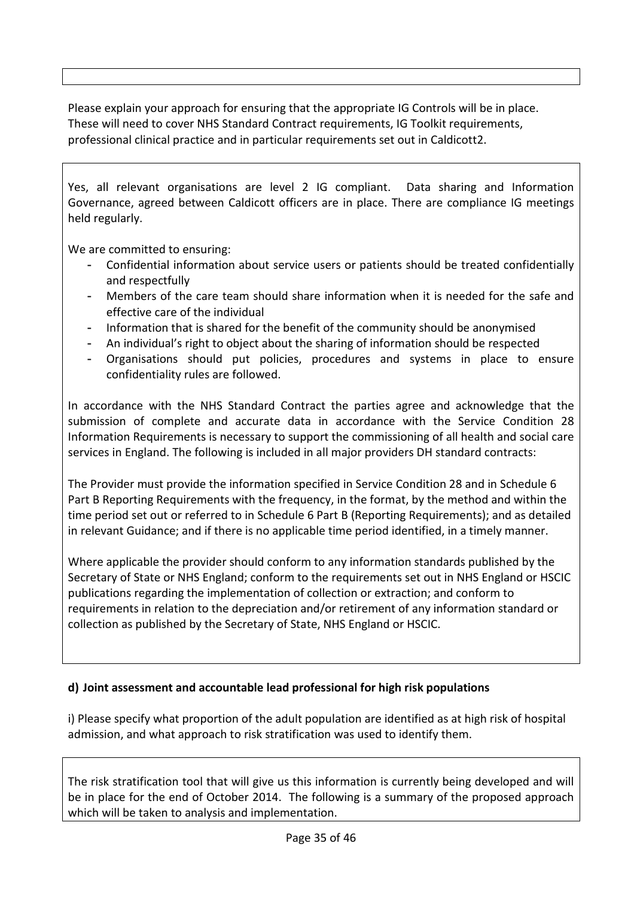Please explain your approach for ensuring that the appropriate IG Controls will be in place. These will need to cover NHS Standard Contract requirements, IG Toolkit requirements, professional clinical practice and in particular requirements set out in Caldicott2.

Yes, all relevant organisations are level 2 IG compliant. Data sharing and Information Governance, agreed between Caldicott officers are in place. There are compliance IG meetings held regularly.

We are committed to ensuring:

- Confidential information about service users or patients should be treated confidentially and respectfully
- Members of the care team should share information when it is needed for the safe and effective care of the individual
- Information that is shared for the benefit of the community should be anonymised
- An individual's right to object about the sharing of information should be respected
- Organisations should put policies, procedures and systems in place to ensure confidentiality rules are followed.

In accordance with the NHS Standard Contract the parties agree and acknowledge that the submission of complete and accurate data in accordance with the Service Condition 28 Information Requirements is necessary to support the commissioning of all health and social care services in England. The following is included in all major providers DH standard contracts:

The Provider must provide the information specified in Service Condition 28 and in Schedule 6 Part B Reporting Requirements with the frequency, in the format, by the method and within the time period set out or referred to in Schedule 6 Part B (Reporting Requirements); and as detailed in relevant Guidance; and if there is no applicable time period identified, in a timely manner.

Where applicable the provider should conform to any information standards published by the Secretary of State or NHS England; conform to the requirements set out in NHS England or HSCIC publications regarding the implementation of collection or extraction; and conform to requirements in relation to the depreciation and/or retirement of any information standard or collection as published by the Secretary of State, NHS England or HSCIC.

**d) Joint assessment and accountable lead professional for high risk populations**

i) Please specify what proportion of the adult population are identified as at high risk of hospital admission, and what approach to risk stratification was used to identify them.

The risk stratification tool that will give us this information is currently being developed and will be in place for the end of October 2014. The following is a summary of the proposed approach which will be taken to analysis and implementation.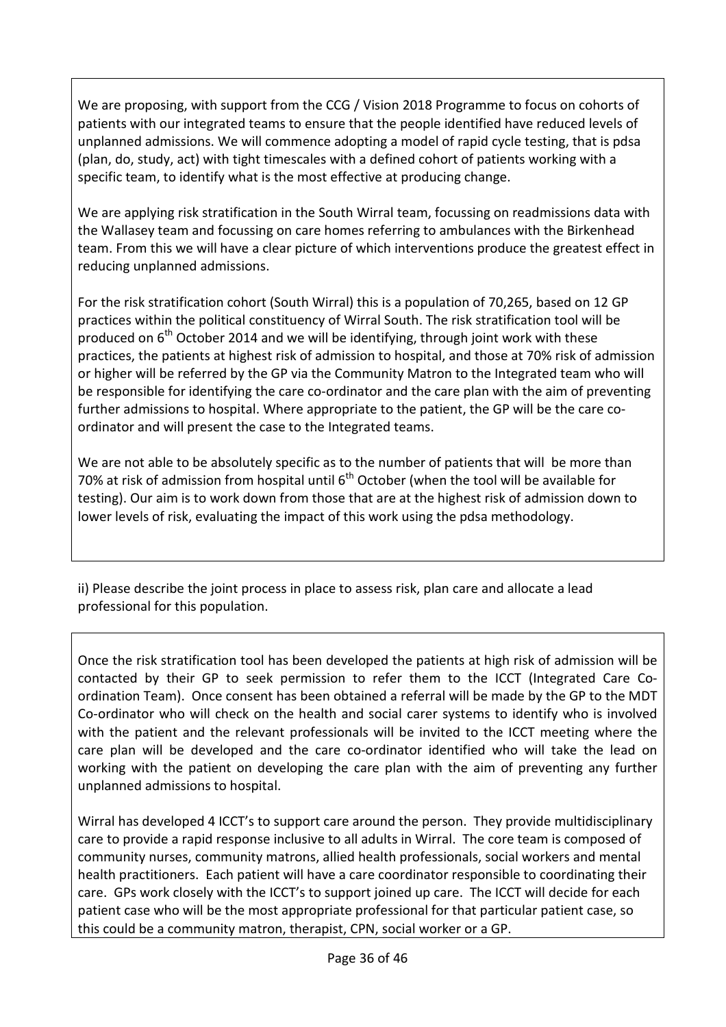We are proposing, with support from the CCG / Vision 2018 Programme to focus on cohorts of patients with our integrated teams to ensure that the people identified have reduced levels of unplanned admissions. We will commence adopting a model of rapid cycle testing, that is pdsa (plan, do, study, act) with tight timescales with a defined cohort of patients working with a specific team, to identify what is the most effective at producing change.

We are applying risk stratification in the South Wirral team, focussing on readmissions data with the Wallasey team and focussing on care homes referring to ambulances with the Birkenhead team. From this we will have a clear picture of which interventions produce the greatest effect in reducing unplanned admissions.

For the risk stratification cohort (South Wirral) this is a population of 70,265, based on 12 GP practices within the political constituency of Wirral South. The risk stratification tool will be produced on 6th October 2014 and we will be identifying, through joint work with these practices, the patients at highest risk of admission to hospital, and those at 70% risk of admission or higher will be referred by the GP via the Community Matron to the Integrated team who will be responsible for identifying the care co-ordinator and the care plan with the aim of preventing further admissions to hospital. Where appropriate to the patient, the GP will be the care co-ordinator and will present the case to the Integrated teams.

We are not able to be absolutely specific as to the number of patients that will be more than 70% at risk of admission from hospital until 6th October (when the tool will be available for testing). Our aim is to work down from those that are at the highest risk of admission down to lower levels of risk, evaluating the impact of this work using the pdsa methodology.

ii) Please describe the joint process in place to assess risk, plan care and allocate a lead professional for this population.

Once the risk stratification tool has been developed the patients at high risk of admission will be contacted by their GP to seek permission to refer them to the ICCT (Integrated Care Co-ordination Team). Once consent has been obtained a referral will be made by the GP to the MDT Co-ordinator who will check on the health and social carer systems to identify who is involved with the patient and the relevant professionals will be invited to the ICCT meeting where the care plan will be developed and the care co-ordinator identified who will take the lead on working with the patient on developing the care plan with the aim of preventing any further unplanned admissions to hospital.

Wirral has developed 4 ICCT's to support care around the person. They provide multidisciplinary care to provide a rapid response inclusive to all adults in Wirral. The core team is composed of community nurses, community matrons, allied health professionals, social workers and mental health practitioners. Each patient will have a care coordinator responsible to coordinating their care. GPs work closely with the ICCT's to support joined up care. The ICCT will decide for each patient case who will be the most appropriate professional for that particular patient case, so this could be a community matron, therapist, CPN, social worker or a GP.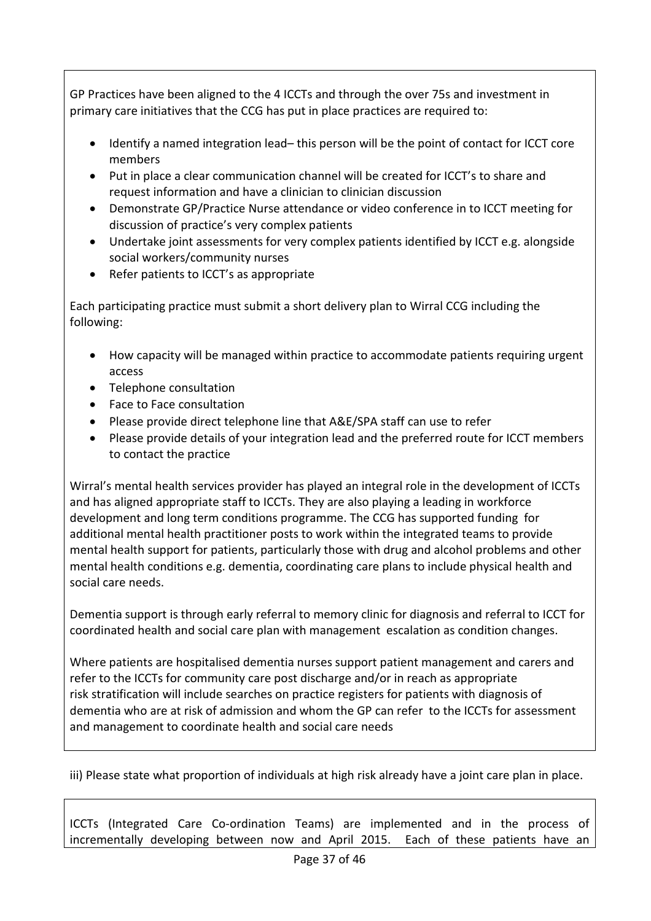GP Practices have been aligned to the 4 ICCTs and through the over 75s and investment in primary care initiatives that the CCG has put in place practices are required to:

- Identify a named integration lead– this person will be the point of contact for ICCT core members
- Put in place a clear communication channel will be created for ICCT's to share and request information and have a clinician to clinician discussion
- Demonstrate GP/Practice Nurse attendance or video conference in to ICCT meeting for discussion of practice's very complex patients
- Undertake joint assessments for very complex patients identified by ICCT e.g. alongside social workers/community nurses
- Refer patients to ICCT's as appropriate

Each participating practice must submit a short delivery plan to Wirral CCG including the following:

- How capacity will be managed within practice to accommodate patients requiring urgent access
- Telephone consultation
- Face to Face consultation
- Please provide direct telephone line that A&E/SPA staff can use to refer
- Please provide details of your integration lead and the preferred route for ICCT members to contact the practice

Wirral's mental health services provider has played an integral role in the development of ICCTs and has aligned appropriate staff to ICCTs. They are also playing a leading in workforce development and long term conditions programme. The CCG has supported funding for additional mental health practitioner posts to work within the integrated teams to provide mental health support for patients, particularly those with drug and alcohol problems and other mental health conditions e.g. dementia, coordinating care plans to include physical health and social care needs.

Dementia support is through early referral to memory clinic for diagnosis and referral to ICCT for coordinated health and social care plan with management escalation as condition changes.

Where patients are hospitalised dementia nurses support patient management and carers and refer to the ICCTs for community care post discharge and/or in reach as appropriate risk stratification will include searches on practice registers for patients with diagnosis of dementia who are at risk of admission and whom the GP can refer to the ICCTs for assessment and management to coordinate health and social care needs

iii) Please state what proportion of individuals at high risk already have a joint care plan in place.

ICCTs (Integrated Care Co-ordination Teams) are implemented and in the process of incrementally developing between now and April 2015. Each of these patients have an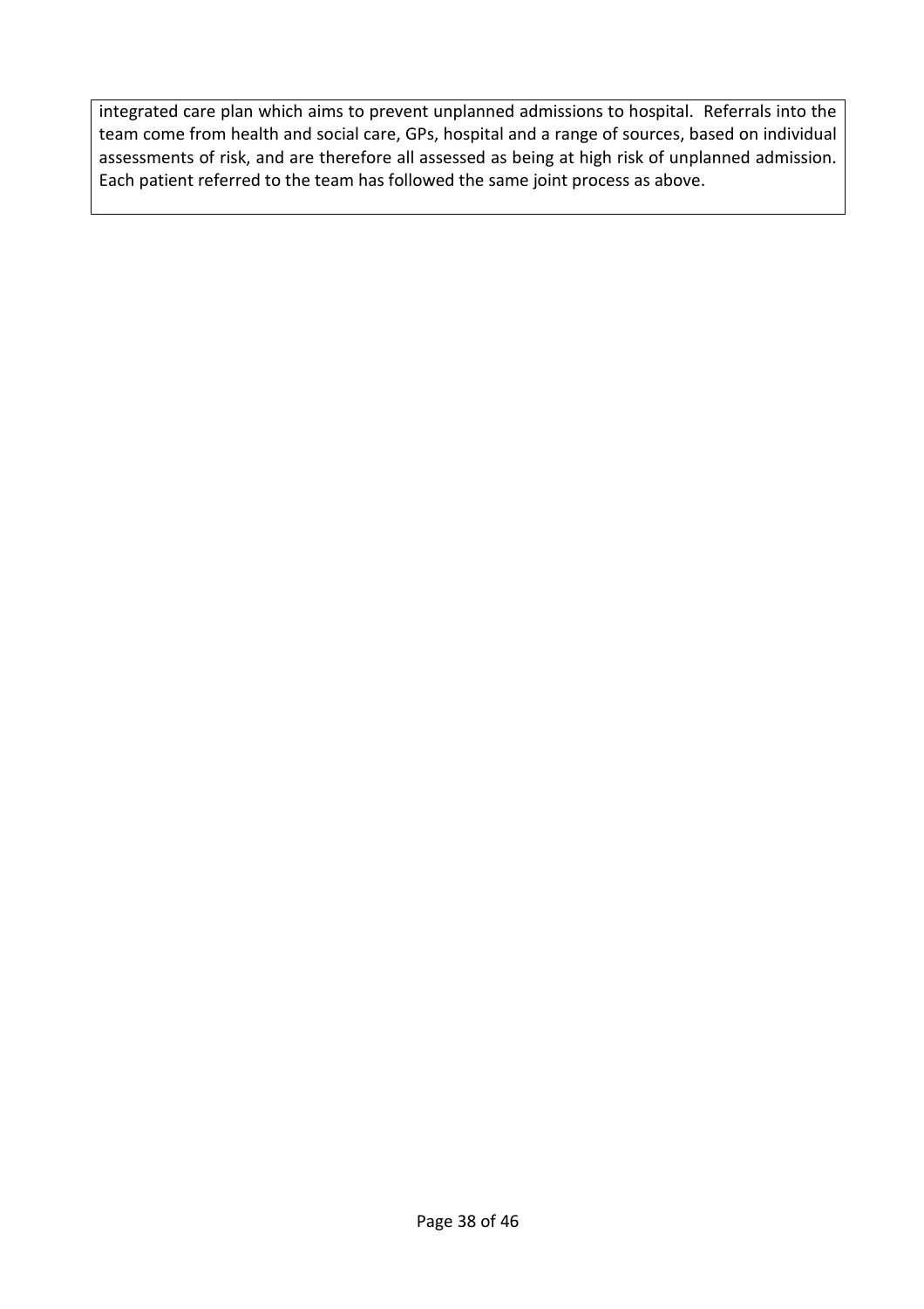integrated care plan which aims to prevent unplanned admissions to hospital. Referrals into the team come from health and social care, GPs, hospital and a range of sources, based on individual assessments of risk, and are therefore all assessed as being at high risk of unplanned admission. Each patient referred to the team has followed the same joint process as above.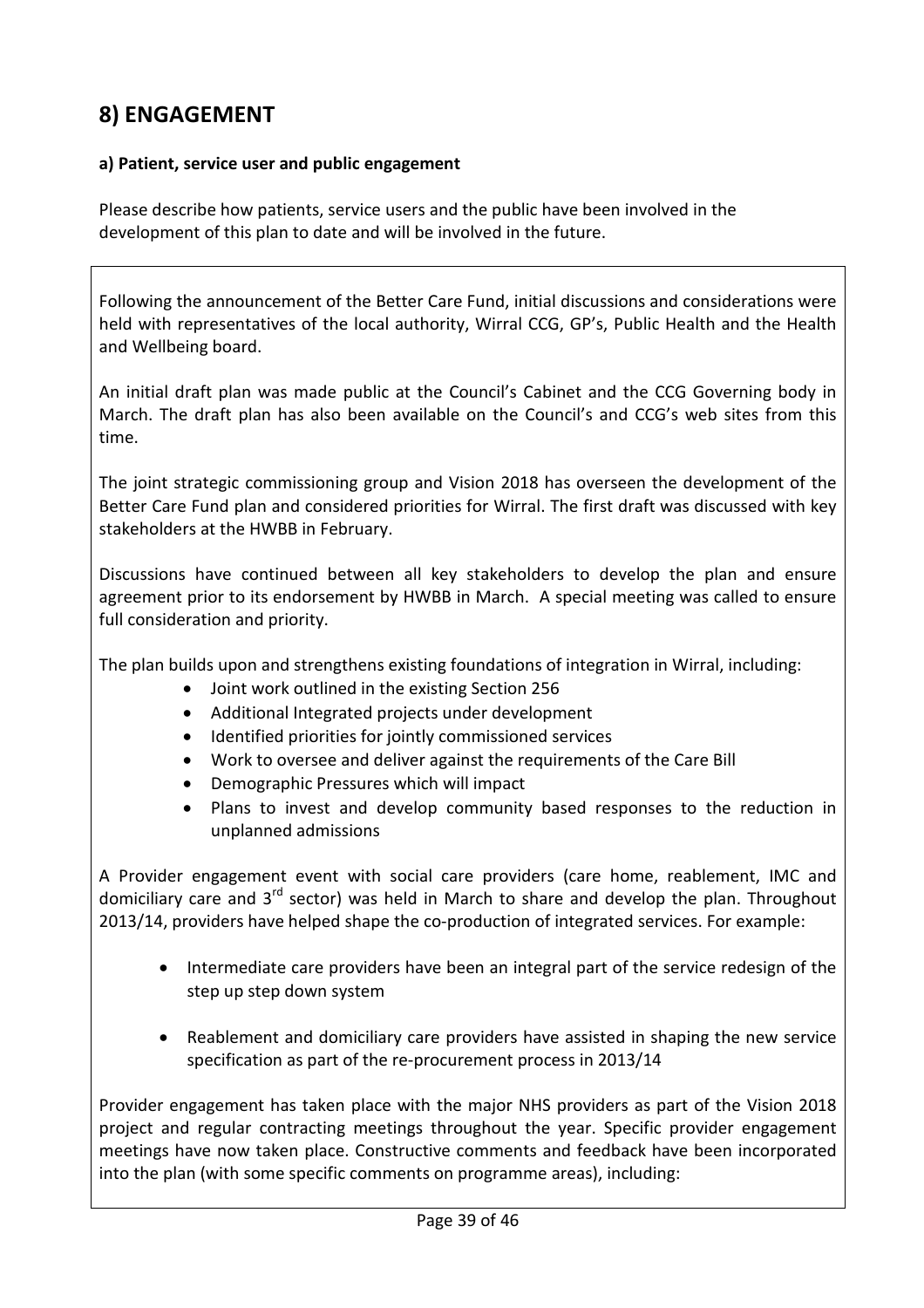## 8) ENGAGEMENT

**a) Patient, service user and public engagement**

Please describe how patients, service users and the public have been involved in the development of this plan to date and will be involved in the future.

Following the announcement of the Better Care Fund, initial discussions and considerations were held with representatives of the local authority, Wirral CCG, GP's, Public Health and the Health and Wellbeing board.

An initial draft plan was made public at the Council's Cabinet and the CCG Governing body in March. The draft plan has also been available on the Council's and CCG's web sites from this time.

The joint strategic commissioning group and Vision 2018 has overseen the development of the Better Care Fund plan and considered priorities for Wirral. The first draft was discussed with key stakeholders at the HWBB in February.

Discussions have continued between all key stakeholders to develop the plan and ensure agreement prior to its endorsement by HWBB in March. A special meeting was called to ensure full consideration and priority.

The plan builds upon and strengthens existing foundations of integration in Wirral, including:

- Joint work outlined in the existing Section 256
- Additional Integrated projects under development
- Identified priorities for jointly commissioned services
- Work to oversee and deliver against the requirements of the Care Bill
- Demographic Pressures which will impact
- Plans to invest and develop community based responses to the reduction in unplanned admissions

A Provider engagement event with social care providers (care home, reablement, IMC and domiciliary care and 3rd sector) was held in March to share and develop the plan. Throughout 2013/14, providers have helped shape the co-production of integrated services. For example:

- Intermediate care providers have been an integral part of the service redesign of the step up step down system
- Reablement and domiciliary care providers have assisted in shaping the new service specification as part of the re-procurement process in 2013/14

Provider engagement has taken place with the major NHS providers as part of the Vision 2018 project and regular contracting meetings throughout the year. Specific provider engagement meetings have now taken place. Constructive comments and feedback have been incorporated into the plan (with some specific comments on programme areas), including: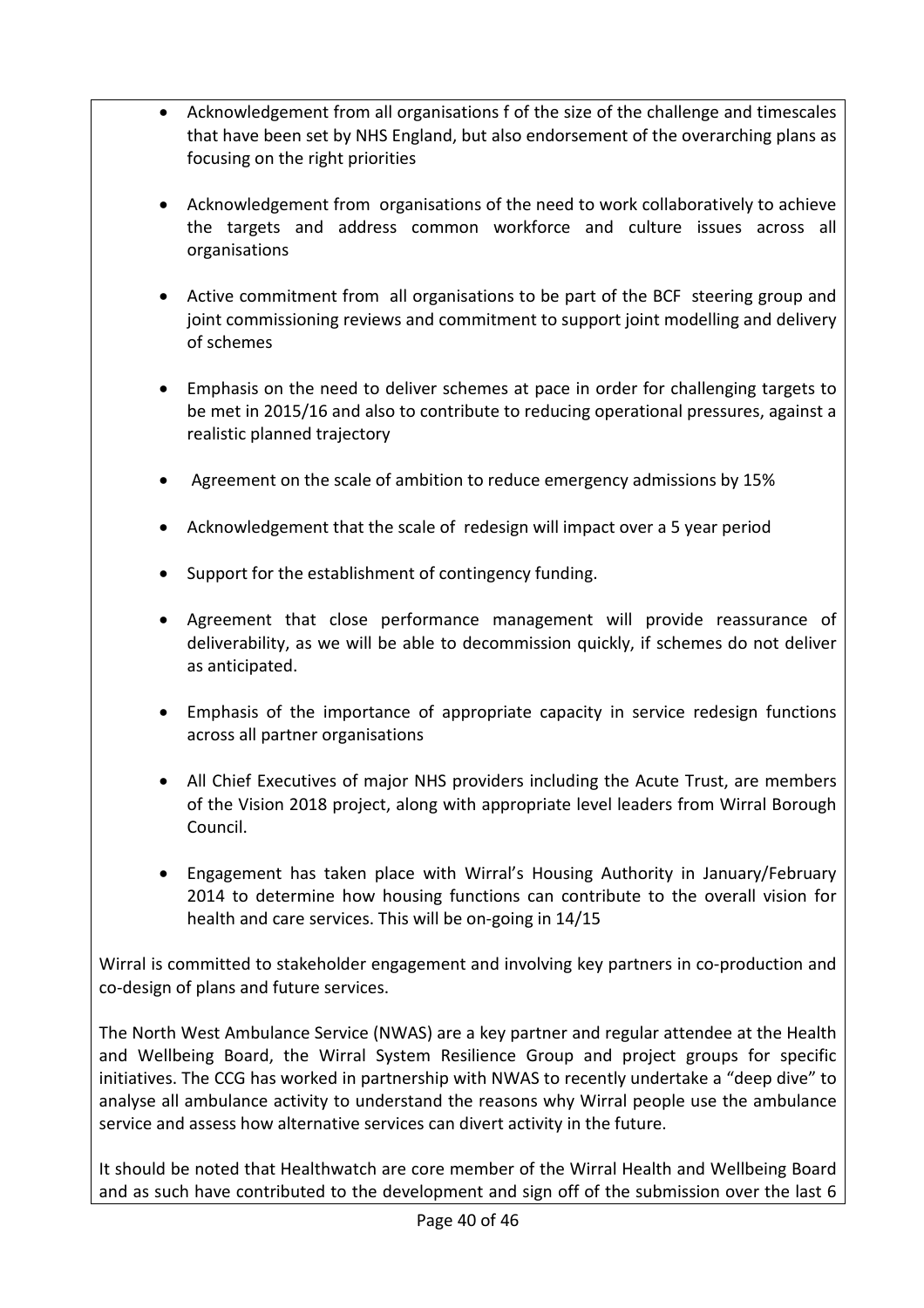- Acknowledgement from all organisations f of the size of the challenge and timescales that have been set by NHS England, but also endorsement of the overarching plans as focusing on the right priorities

- Acknowledgement from organisations of the need to work collaboratively to achieve the targets and address common workforce and culture issues across all organisations

- Active commitment from all organisations to be part of the BCF steering group and joint commissioning reviews and commitment to support joint modelling and delivery of schemes

- Emphasis on the need to deliver schemes at pace in order for challenging targets to be met in 2015/16 and also to contribute to reducing operational pressures, against a realistic planned trajectory

- Agreement on the scale of ambition to reduce emergency admissions by 15%

- Acknowledgement that the scale of redesign will impact over a 5 year period

- Support for the establishment of contingency funding.

- Agreement that close performance management will provide reassurance of deliverability, as we will be able to decommission quickly, if schemes do not deliver as anticipated.

- Emphasis of the importance of appropriate capacity in service redesign functions across all partner organisations

- All Chief Executives of major NHS providers including the Acute Trust, are members of the Vision 2018 project, along with appropriate level leaders from Wirral Borough Council.

- Engagement has taken place with Wirral's Housing Authority in January/February 2014 to determine how housing functions can contribute to the overall vision for health and care services. This will be on-going in 14/15

Wirral is committed to stakeholder engagement and involving key partners in co-production and co-design of plans and future services.

The North West Ambulance Service (NWAS) are a key partner and regular attendee at the Health and Wellbeing Board, the Wirral System Resilience Group and project groups for specific initiatives. The CCG has worked in partnership with NWAS to recently undertake a "deep dive" to analyse all ambulance activity to understand the reasons why Wirral people use the ambulance service and assess how alternative services can divert activity in the future.

It should be noted that Healthwatch are core member of the Wirral Health and Wellbeing Board and as such have contributed to the development and sign off of the submission over the last 6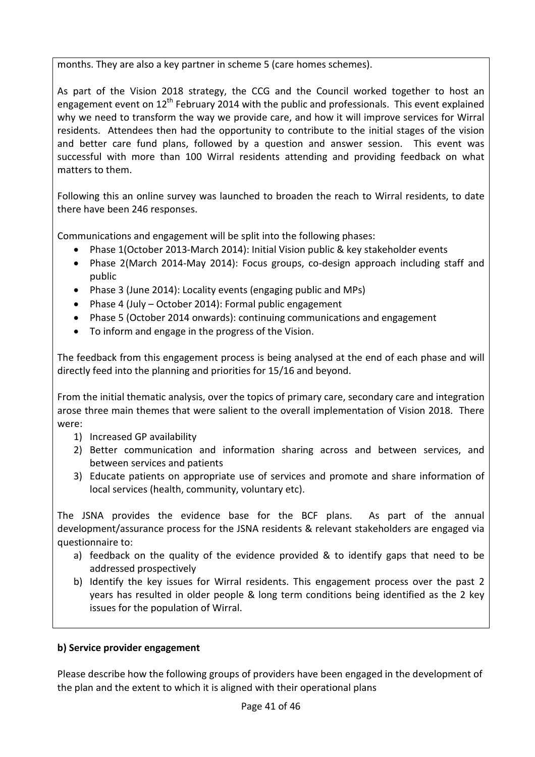months. They are also a key partner in scheme 5 (care homes schemes).

As part of the Vision 2018 strategy, the CCG and the Council worked together to host an engagement event on 12th February 2014 with the public and professionals. This event explained why we need to transform the way we provide care, and how it will improve services for Wirral residents. Attendees then had the opportunity to contribute to the initial stages of the vision and better care fund plans, followed by a question and answer session. This event was successful with more than 100 Wirral residents attending and providing feedback on what matters to them.

Following this an online survey was launched to broaden the reach to Wirral residents, to date there have been 246 responses.

Communications and engagement will be split into the following phases:

- Phase 1(October 2013-March 2014): Initial Vision public & key stakeholder events
- Phase 2(March 2014-May 2014): Focus groups, co-design approach including staff and public
- Phase 3 (June 2014): Locality events (engaging public and MPs)
- Phase 4 (July – October 2014): Formal public engagement
- Phase 5 (October 2014 onwards): continuing communications and engagement
- To inform and engage in the progress of the Vision.

The feedback from this engagement process is being analysed at the end of each phase and will directly feed into the planning and priorities for 15/16 and beyond.

From the initial thematic analysis, over the topics of primary care, secondary care and integration arose three main themes that were salient to the overall implementation of Vision 2018. There were:

1) Increased GP availability
2) Better communication and information sharing across and between services, and between services and patients
3) Educate patients on appropriate use of services and promote and share information of local services (health, community, voluntary etc).

The JSNA provides the evidence base for the BCF plans. As part of the annual development/assurance process for the JSNA residents & relevant stakeholders are engaged via questionnaire to:

a) feedback on the quality of the evidence provided & to identify gaps that need to be addressed prospectively
b) Identify the key issues for Wirral residents. This engagement process over the past 2 years has resulted in older people & long term conditions being identified as the 2 key issues for the population of Wirral.

**b) Service provider engagement**

Please describe how the following groups of providers have been engaged in the development of the plan and the extent to which it is aligned with their operational plans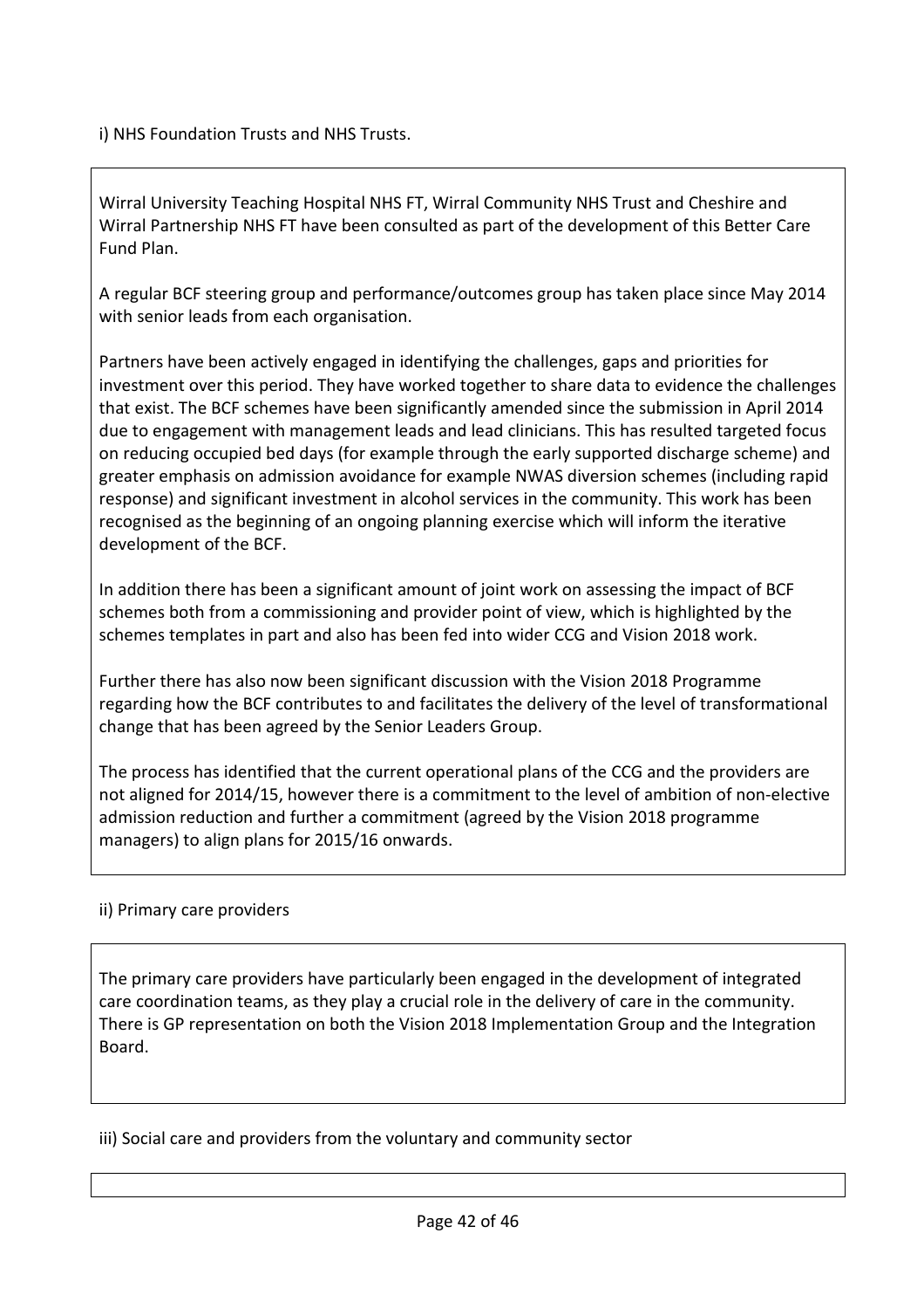i) NHS Foundation Trusts and NHS Trusts.

Wirral University Teaching Hospital NHS FT, Wirral Community NHS Trust and Cheshire and Wirral Partnership NHS FT have been consulted as part of the development of this Better Care Fund Plan.

A regular BCF steering group and performance/outcomes group has taken place since May 2014 with senior leads from each organisation.

Partners have been actively engaged in identifying the challenges, gaps and priorities for investment over this period. They have worked together to share data to evidence the challenges that exist. The BCF schemes have been significantly amended since the submission in April 2014 due to engagement with management leads and lead clinicians. This has resulted targeted focus on reducing occupied bed days (for example through the early supported discharge scheme) and greater emphasis on admission avoidance for example NWAS diversion schemes (including rapid response) and significant investment in alcohol services in the community. This work has been recognised as the beginning of an ongoing planning exercise which will inform the iterative development of the BCF.

In addition there has been a significant amount of joint work on assessing the impact of BCF schemes both from a commissioning and provider point of view, which is highlighted by the schemes templates in part and also has been fed into wider CCG and Vision 2018 work.

Further there has also now been significant discussion with the Vision 2018 Programme regarding how the BCF contributes to and facilitates the delivery of the level of transformational change that has been agreed by the Senior Leaders Group.

The process has identified that the current operational plans of the CCG and the providers are not aligned for 2014/15, however there is a commitment to the level of ambition of non-elective admission reduction and further a commitment (agreed by the Vision 2018 programme managers) to align plans for 2015/16 onwards.

ii) Primary care providers

The primary care providers have particularly been engaged in the development of integrated care coordination teams, as they play a crucial role in the delivery of care in the community. There is GP representation on both the Vision 2018 Implementation Group and the Integration Board.

iii) Social care and providers from the voluntary and community sector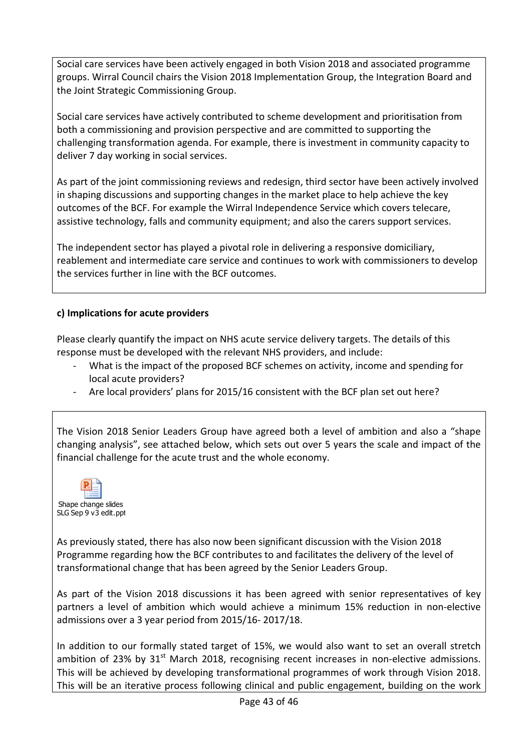Social care services have been actively engaged in both Vision 2018 and associated programme groups. Wirral Council chairs the Vision 2018 Implementation Group, the Integration Board and the Joint Strategic Commissioning Group.

Social care services have actively contributed to scheme development and prioritisation from both a commissioning and provision perspective and are committed to supporting the challenging transformation agenda. For example, there is investment in community capacity to deliver 7 day working in social services.

As part of the joint commissioning reviews and redesign, third sector have been actively involved in shaping discussions and supporting changes in the market place to help achieve the key outcomes of the BCF. For example the Wirral Independence Service which covers telecare, assistive technology, falls and community equipment; and also the carers support services.

The independent sector has played a pivotal role in delivering a responsive domiciliary, reablement and intermediate care service and continues to work with commissioners to develop the services further in line with the BCF outcomes.

**c) Implications for acute providers**

Please clearly quantify the impact on NHS acute service delivery targets. The details of this response must be developed with the relevant NHS providers, and include:

- What is the impact of the proposed BCF schemes on activity, income and spending for local acute providers?
- Are local providers' plans for 2015/16 consistent with the BCF plan set out here?

The Vision 2018 Senior Leaders Group have agreed both a level of ambition and also a "shape changing analysis", see attached below, which sets out over 5 years the scale and impact of the financial challenge for the acute trust and the whole economy.

Shape change slides SLG Sep 9 v3 edit.ppt

As previously stated, there has also now been significant discussion with the Vision 2018 Programme regarding how the BCF contributes to and facilitates the delivery of the level of transformational change that has been agreed by the Senior Leaders Group.

As part of the Vision 2018 discussions it has been agreed with senior representatives of key partners a level of ambition which would achieve a minimum 15% reduction in non-elective admissions over a 3 year period from 2015/16- 2017/18.

In addition to our formally stated target of 15%, we would also want to set an overall stretch ambition of 23% by 31st March 2018, recognising recent increases in non-elective admissions. This will be achieved by developing transformational programmes of work through Vision 2018. This will be an iterative process following clinical and public engagement, building on the work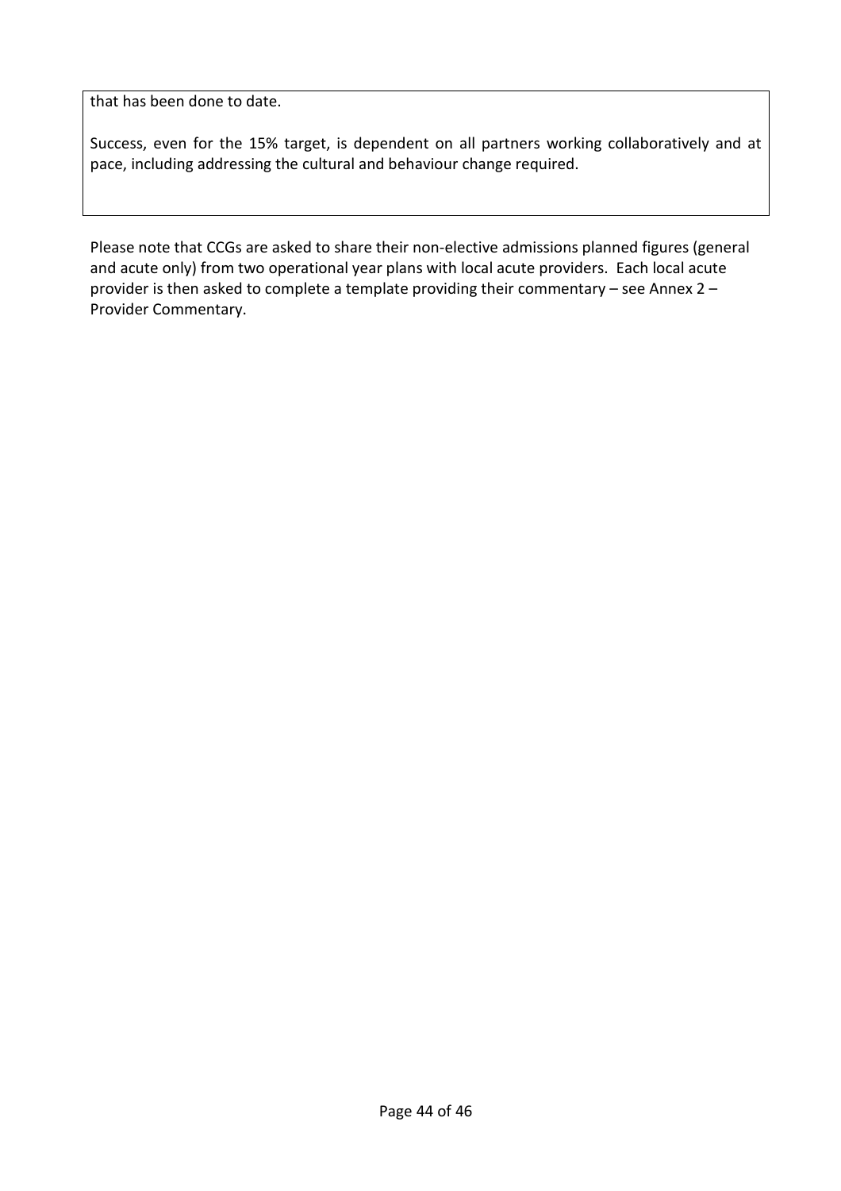that has been done to date.

Success, even for the 15% target, is dependent on all partners working collaboratively and at pace, including addressing the cultural and behaviour change required.

Please note that CCGs are asked to share their non-elective admissions planned figures (general and acute only) from two operational year plans with local acute providers. Each local acute provider is then asked to complete a template providing their commentary – see Annex 2 – Provider Commentary.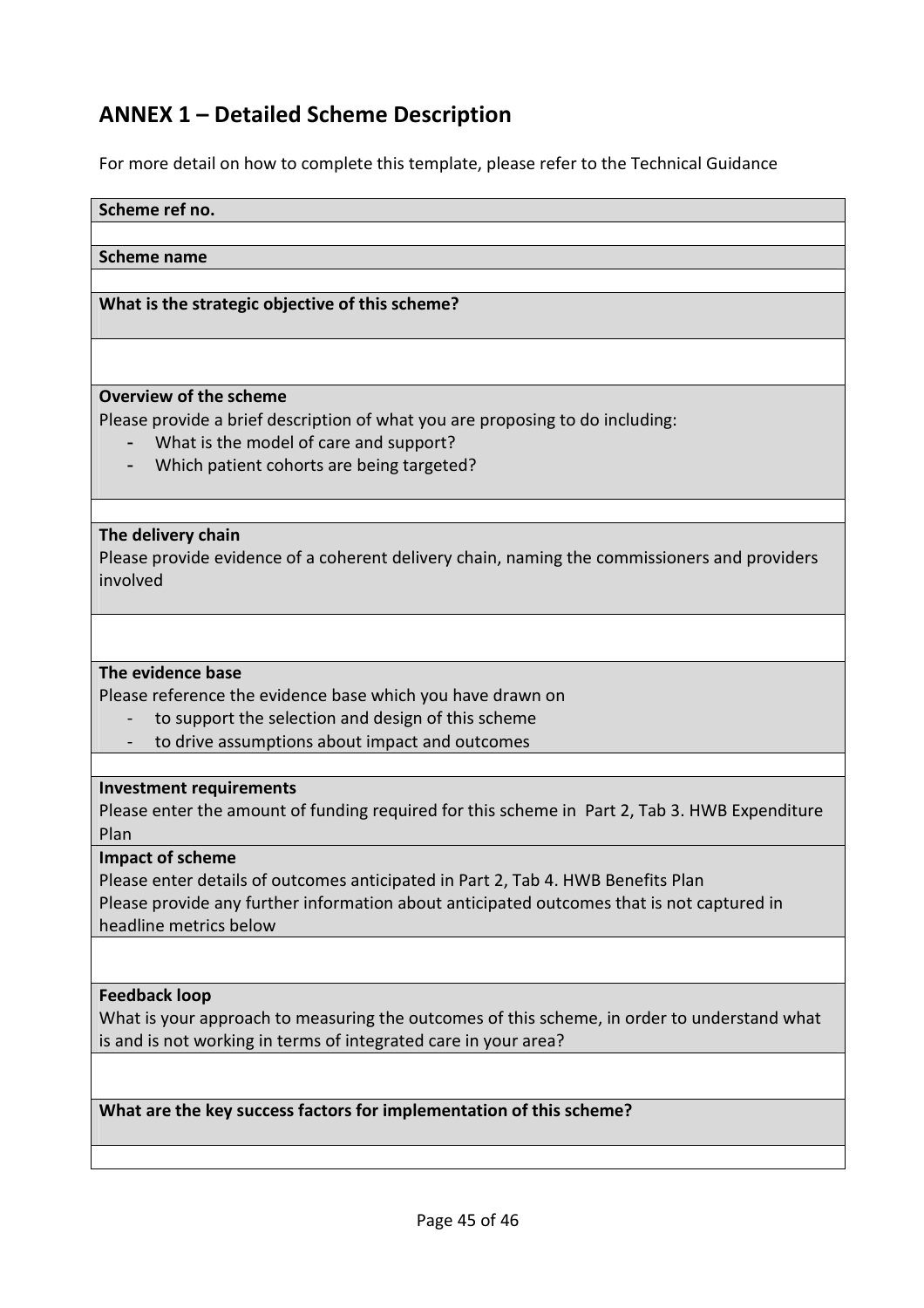## ANNEX 1 – Detailed Scheme Description

For more detail on how to complete this template, please refer to the Technical Guidance

| **Scheme ref no.** |
|---|
| |
| **Scheme name** |
| |
| **What is the strategic objective of this scheme?** |
| |
| **Overview of the scheme**<br>Please provide a brief description of what you are proposing to do including:<br>- What is the model of care and support?<br>- Which patient cohorts are being targeted? |
| |
| **The delivery chain**<br>Please provide evidence of a coherent delivery chain, naming the commissioners and providers involved |
| |
| **The evidence base**<br>Please reference the evidence base which you have drawn on<br>- to support the selection and design of this scheme<br>- to drive assumptions about impact and outcomes |
| |
| **Investment requirements**<br>Please enter the amount of funding required for this scheme in Part 2, Tab 3. HWB Expenditure Plan |
| **Impact of scheme**<br>Please enter details of outcomes anticipated in Part 2, Tab 4. HWB Benefits Plan<br>Please provide any further information about anticipated outcomes that is not captured in headline metrics below |
| |
| **Feedback loop**<br>What is your approach to measuring the outcomes of this scheme, in order to understand what is and is not working in terms of integrated care in your area? |
| |
| **What are the key success factors for implementation of this scheme?** |
| |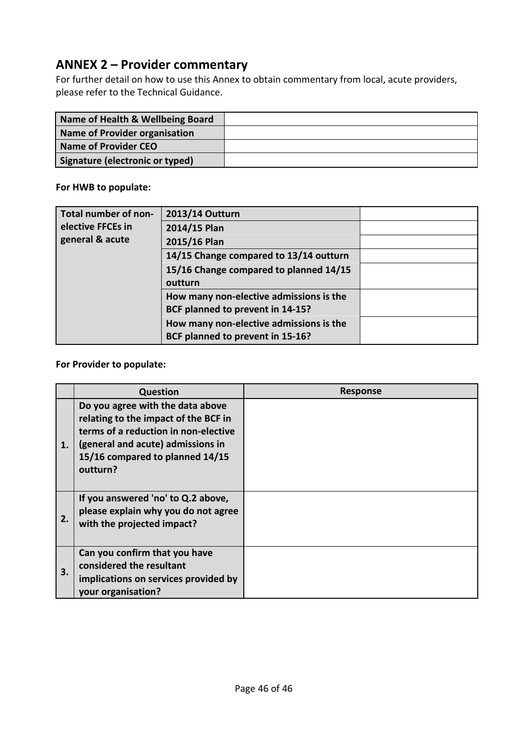## ANNEX 2 – Provider commentary

For further detail on how to use this Annex to obtain commentary from local, acute providers, please refer to the Technical Guidance.

| | |
|---|---|
| **Name of Health & Wellbeing Board** | |
| **Name of Provider organisation** | |
| **Name of Provider CEO** | |
| **Signature (electronic or typed)** | |

**For HWB to populate:**

| | | |
|---|---|---|
| **Total number of non-elective FFCEs in general & acute** | **2013/14 Outturn** | |
| | **2014/15 Plan** | |
| | **2015/16 Plan** | |
| | **14/15 Change compared to 13/14 outturn** | |
| | **15/16 Change compared to planned 14/15 outturn** | |
| | **How many non-elective admissions is the BCF planned to prevent in 14-15?** | |
| | **How many non-elective admissions is the BCF planned to prevent in 15-16?** | |

**For Provider to populate:**

| | Question | Response |
|---|---|---|
| **1.** | **Do you agree with the data above relating to the impact of the BCF in terms of a reduction in non-elective (general and acute) admissions in 15/16 compared to planned 14/15 outturn?** | |
| **2.** | **If you answered 'no' to Q.2 above, please explain why you do not agree with the projected impact?** | |
| **3.** | **Can you confirm that you have considered the resultant implications on services provided by your organisation?** | |